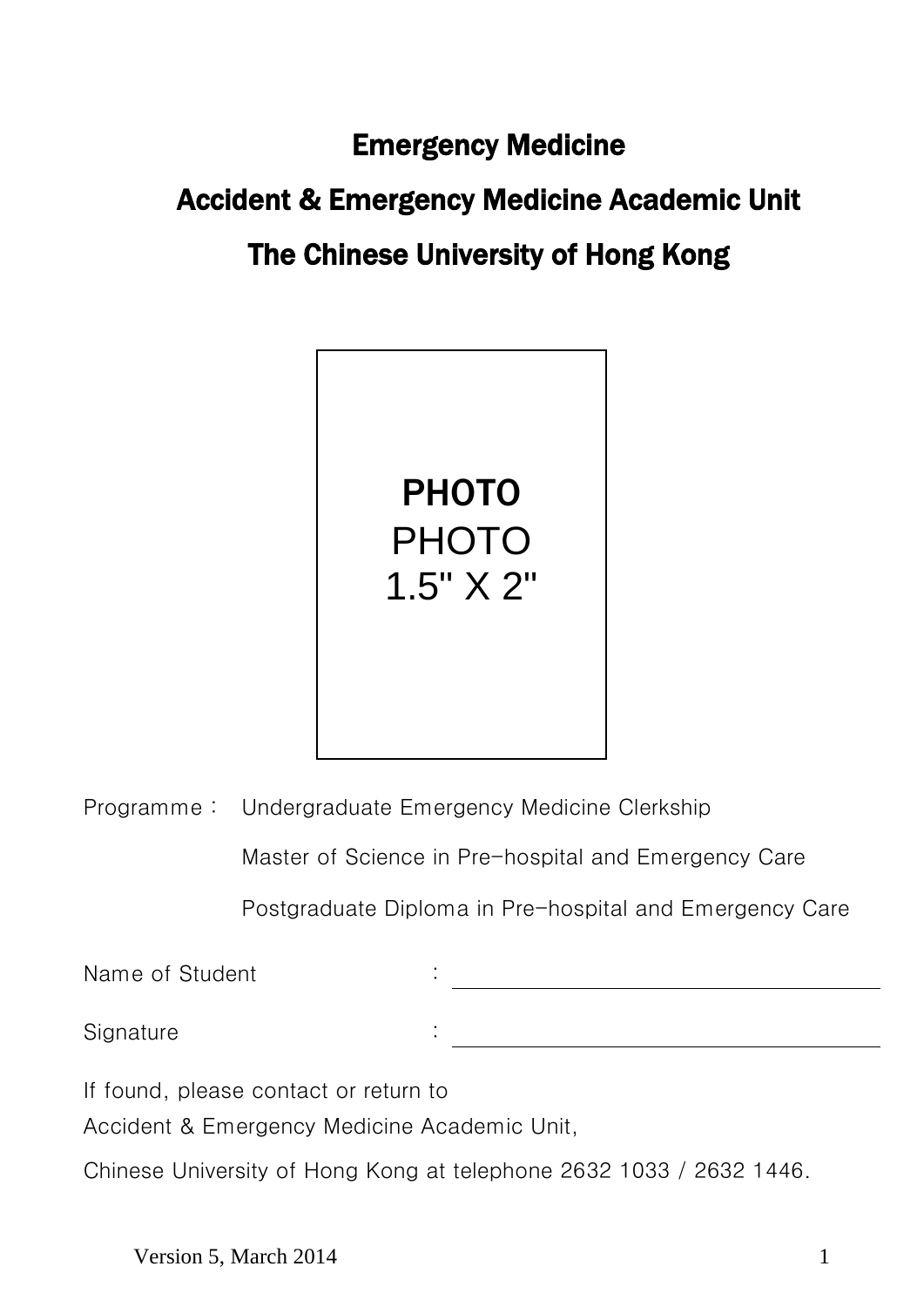# Emergency Medicine

# Accident & Emergency Medicine Academic Unit

# The Chinese University of Hong Kong

**PHOTO**
PHOTO
1.5" X 2"

Programme： Undergraduate Emergency Medicine Clerkship

Master of Science in Pre-hospital and Emergency Care

Postgraduate Diploma in Pre-hospital and Emergency Care

Name of Student : \_\_\_\_\_\_\_\_\_\_\_\_\_\_\_\_\_\_\_\_\_\_\_\_\_\_\_\_\_\_

Signature : \_\_\_\_\_\_\_\_\_\_\_\_\_\_\_\_\_\_\_\_\_\_\_\_\_\_\_\_\_\_

If found, please contact or return to
Accident & Emergency Medicine Academic Unit,
Chinese University of Hong Kong at telephone 2632 1033 / 2632 1446.

Version 5, March 2014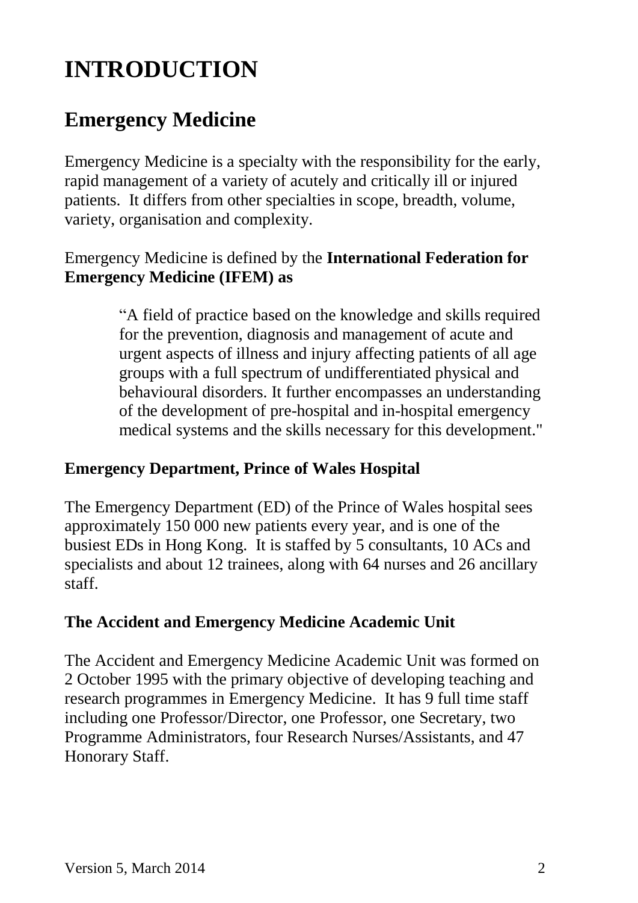# INTRODUCTION

## Emergency Medicine

Emergency Medicine is a specialty with the responsibility for the early, rapid management of a variety of acutely and critically ill or injured patients. It differs from other specialties in scope, breadth, volume, variety, organisation and complexity.

Emergency Medicine is defined by the **International Federation for Emergency Medicine (IFEM) as**

> "A field of practice based on the knowledge and skills required for the prevention, diagnosis and management of acute and urgent aspects of illness and injury affecting patients of all age groups with a full spectrum of undifferentiated physical and behavioural disorders. It further encompasses an understanding of the development of pre-hospital and in-hospital emergency medical systems and the skills necessary for this development."

### Emergency Department, Prince of Wales Hospital

The Emergency Department (ED) of the Prince of Wales hospital sees approximately 150 000 new patients every year, and is one of the busiest EDs in Hong Kong. It is staffed by 5 consultants, 10 ACs and specialists and about 12 trainees, along with 64 nurses and 26 ancillary staff.

### The Accident and Emergency Medicine Academic Unit

The Accident and Emergency Medicine Academic Unit was formed on 2 October 1995 with the primary objective of developing teaching and research programmes in Emergency Medicine. It has 9 full time staff including one Professor/Director, one Professor, one Secretary, two Programme Administrators, four Research Nurses/Assistants, and 47 Honorary Staff.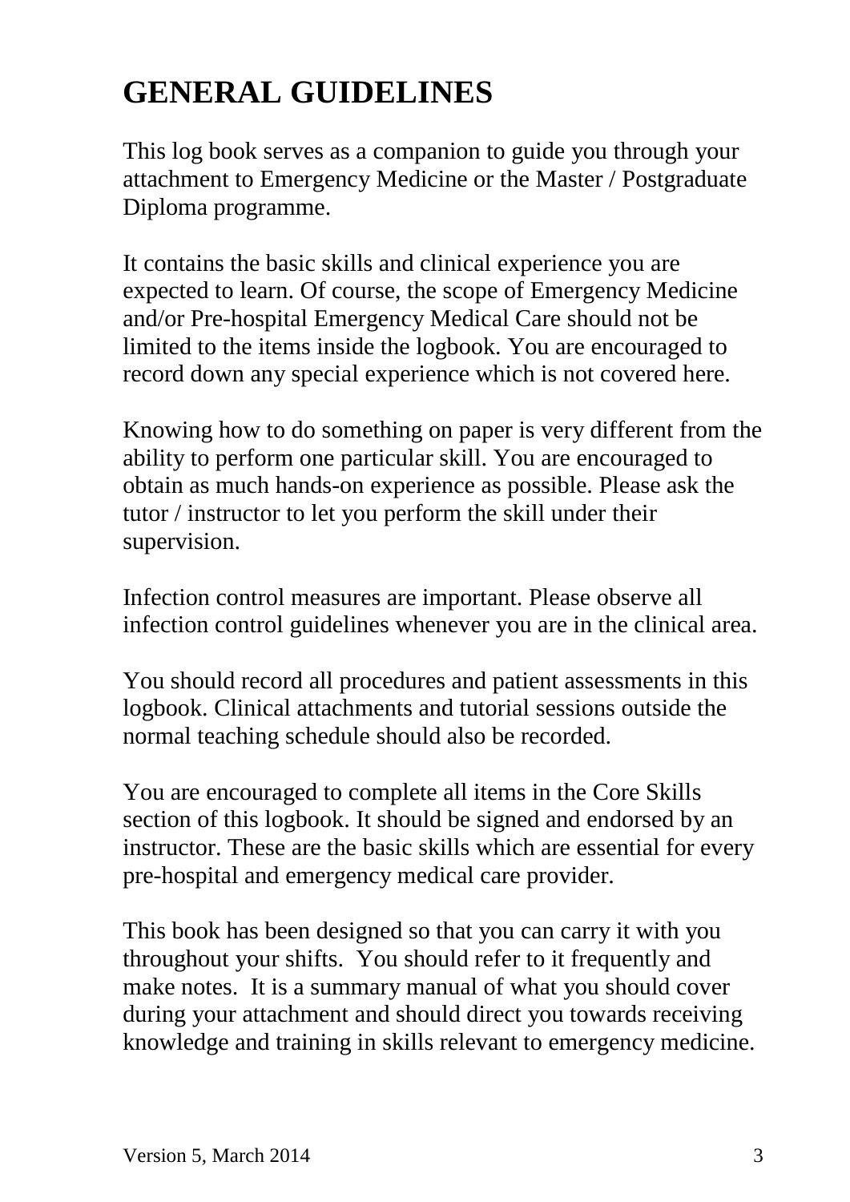# GENERAL GUIDELINES

This log book serves as a companion to guide you through your attachment to Emergency Medicine or the Master / Postgraduate Diploma programme.

It contains the basic skills and clinical experience you are expected to learn. Of course, the scope of Emergency Medicine and/or Pre-hospital Emergency Medical Care should not be limited to the items inside the logbook. You are encouraged to record down any special experience which is not covered here.

Knowing how to do something on paper is very different from the ability to perform one particular skill. You are encouraged to obtain as much hands-on experience as possible. Please ask the tutor / instructor to let you perform the skill under their supervision.

Infection control measures are important. Please observe all infection control guidelines whenever you are in the clinical area.

You should record all procedures and patient assessments in this logbook. Clinical attachments and tutorial sessions outside the normal teaching schedule should also be recorded.

You are encouraged to complete all items in the Core Skills section of this logbook. It should be signed and endorsed by an instructor. These are the basic skills which are essential for every pre-hospital and emergency medical care provider.

This book has been designed so that you can carry it with you throughout your shifts. You should refer to it frequently and make notes. It is a summary manual of what you should cover during your attachment and should direct you towards receiving knowledge and training in skills relevant to emergency medicine.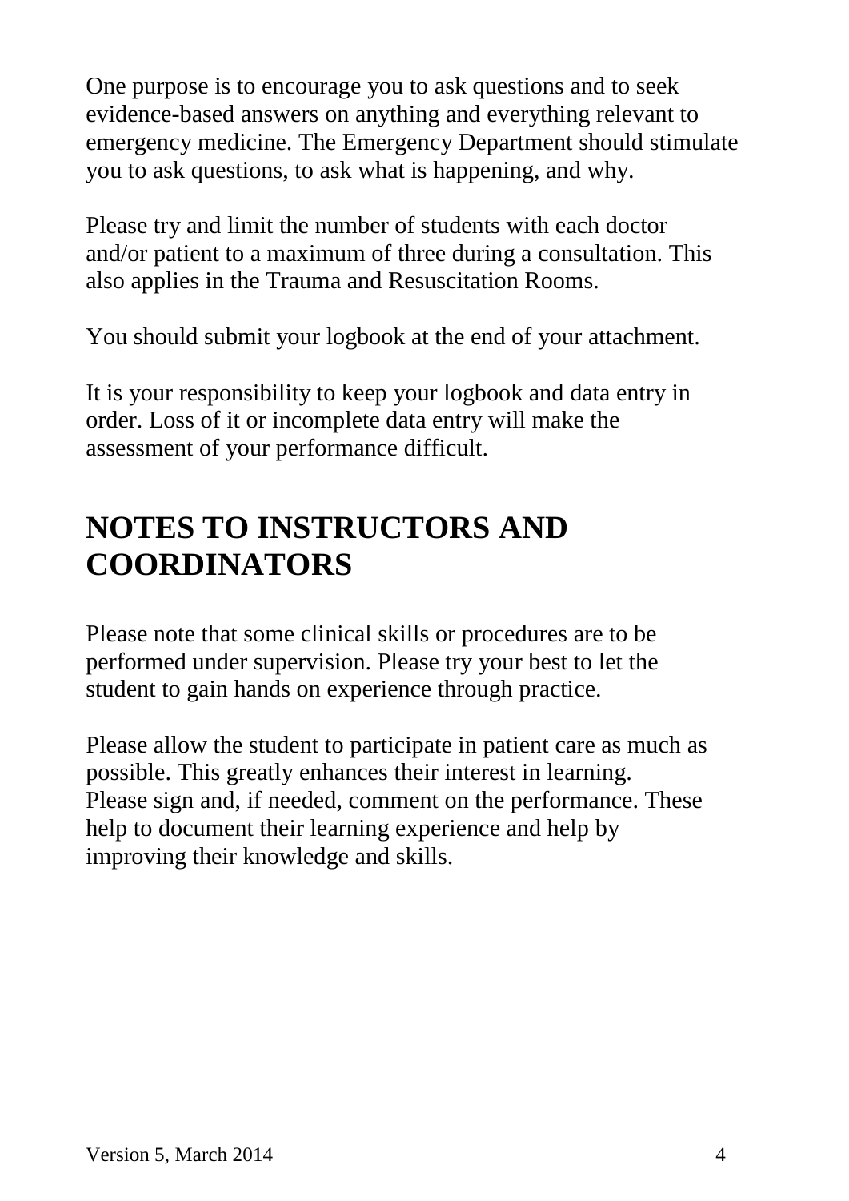One purpose is to encourage you to ask questions and to seek evidence-based answers on anything and everything relevant to emergency medicine. The Emergency Department should stimulate you to ask questions, to ask what is happening, and why.

Please try and limit the number of students with each doctor and/or patient to a maximum of three during a consultation. This also applies in the Trauma and Resuscitation Rooms.

You should submit your logbook at the end of your attachment.

It is your responsibility to keep your logbook and data entry in order. Loss of it or incomplete data entry will make the assessment of your performance difficult.

# NOTES TO INSTRUCTORS AND COORDINATORS

Please note that some clinical skills or procedures are to be performed under supervision. Please try your best to let the student to gain hands on experience through practice.

Please allow the student to participate in patient care as much as possible. This greatly enhances their interest in learning.
Please sign and, if needed, comment on the performance. These help to document their learning experience and help by improving their knowledge and skills.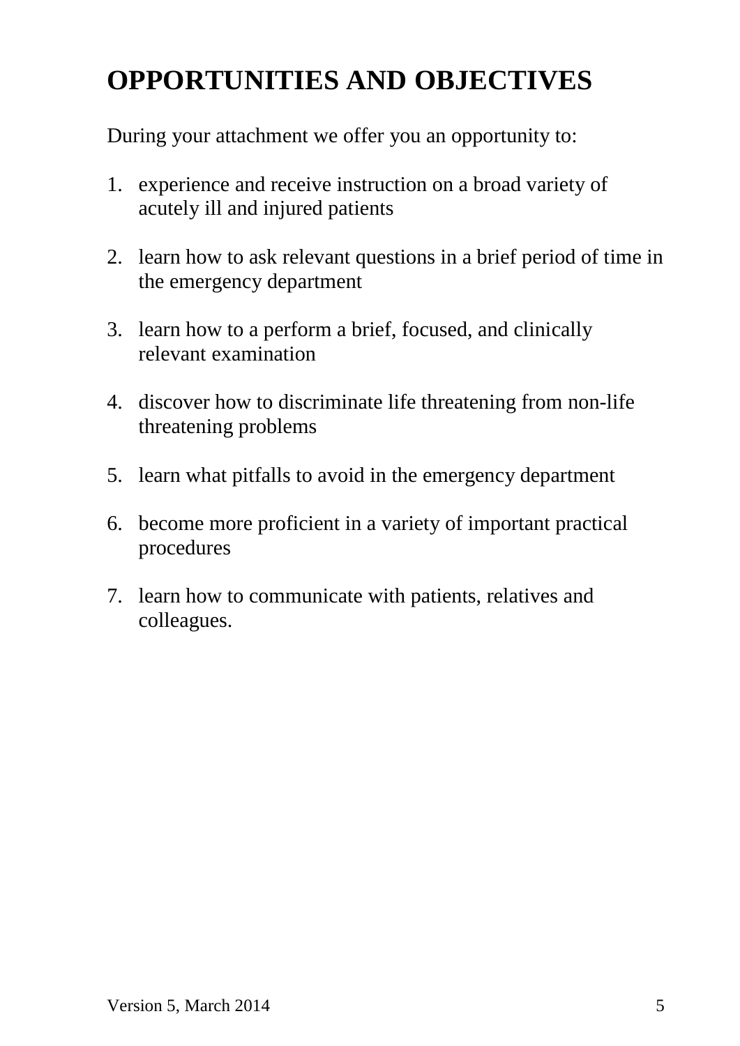# OPPORTUNITIES AND OBJECTIVES

During your attachment we offer you an opportunity to:

1. experience and receive instruction on a broad variety of acutely ill and injured patients

2. learn how to ask relevant questions in a brief period of time in the emergency department

3. learn how to a perform a brief, focused, and clinically relevant examination

4. discover how to discriminate life threatening from non-life threatening problems

5. learn what pitfalls to avoid in the emergency department

6. become more proficient in a variety of important practical procedures

7. learn how to communicate with patients, relatives and colleagues.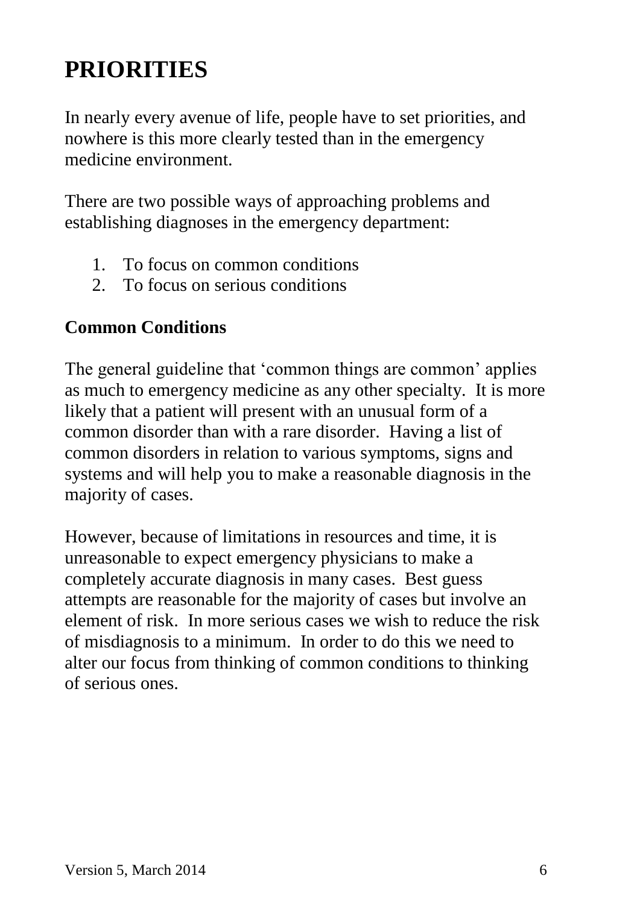# PRIORITIES

In nearly every avenue of life, people have to set priorities, and nowhere is this more clearly tested than in the emergency medicine environment.

There are two possible ways of approaching problems and establishing diagnoses in the emergency department:

1. To focus on common conditions
2. To focus on serious conditions

**Common Conditions**

The general guideline that 'common things are common' applies as much to emergency medicine as any other specialty. It is more likely that a patient will present with an unusual form of a common disorder than with a rare disorder. Having a list of common disorders in relation to various symptoms, signs and systems and will help you to make a reasonable diagnosis in the majority of cases.

However, because of limitations in resources and time, it is unreasonable to expect emergency physicians to make a completely accurate diagnosis in many cases. Best guess attempts are reasonable for the majority of cases but involve an element of risk. In more serious cases we wish to reduce the risk of misdiagnosis to a minimum. In order to do this we need to alter our focus from thinking of common conditions to thinking of serious ones.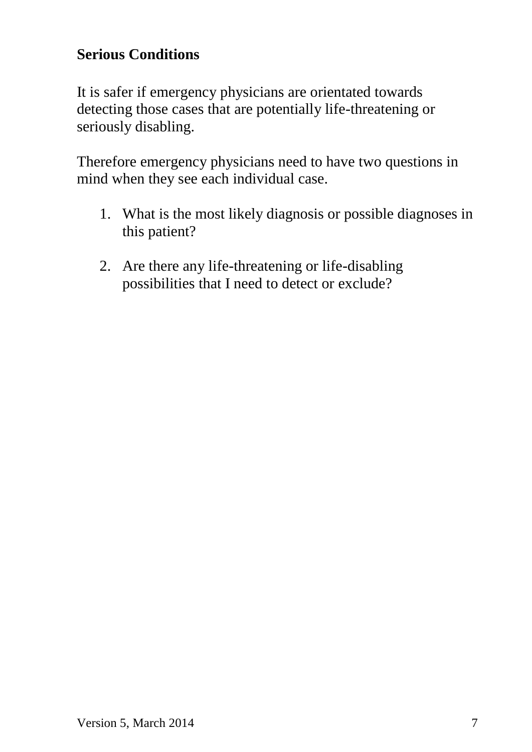## Serious Conditions

It is safer if emergency physicians are orientated towards detecting those cases that are potentially life-threatening or seriously disabling.

Therefore emergency physicians need to have two questions in mind when they see each individual case.

1. What is the most likely diagnosis or possible diagnoses in this patient?

2. Are there any life-threatening or life-disabling possibilities that I need to detect or exclude?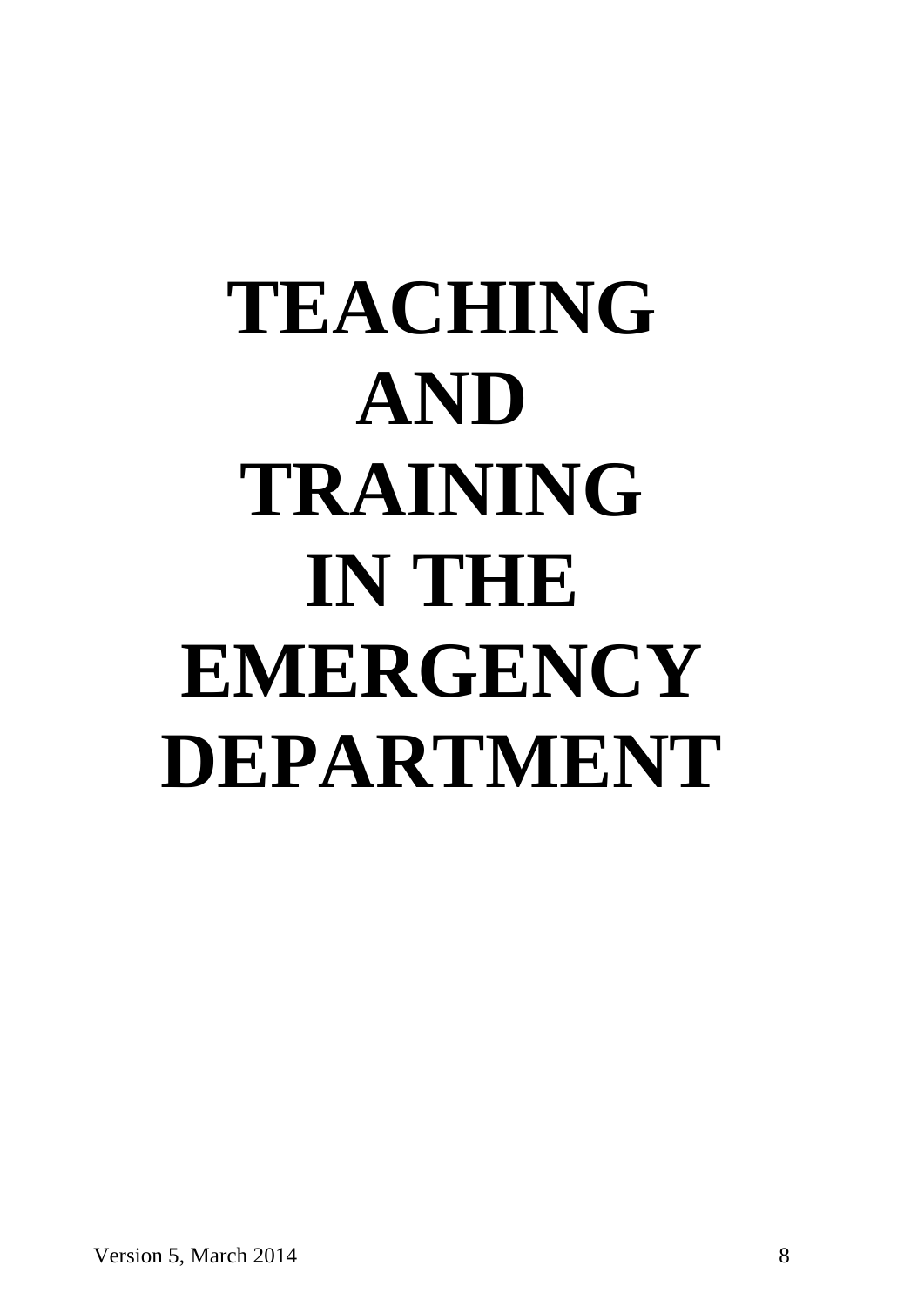# TEACHING AND TRAINING IN THE EMERGENCY DEPARTMENT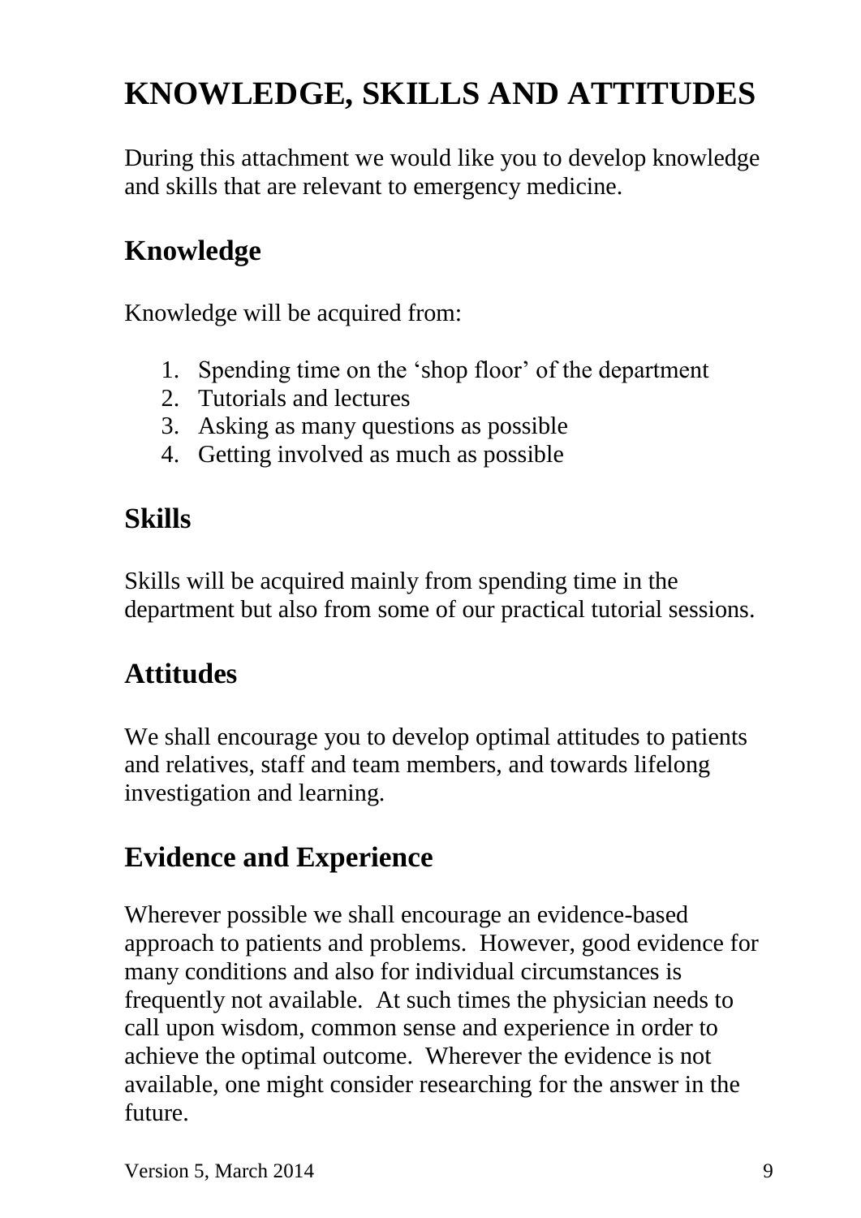# KNOWLEDGE, SKILLS AND ATTITUDES

During this attachment we would like you to develop knowledge and skills that are relevant to emergency medicine.

## Knowledge

Knowledge will be acquired from:

1. Spending time on the 'shop floor' of the department
2. Tutorials and lectures
3. Asking as many questions as possible
4. Getting involved as much as possible

## Skills

Skills will be acquired mainly from spending time in the department but also from some of our practical tutorial sessions.

## Attitudes

We shall encourage you to develop optimal attitudes to patients and relatives, staff and team members, and towards lifelong investigation and learning.

## Evidence and Experience

Wherever possible we shall encourage an evidence-based approach to patients and problems. However, good evidence for many conditions and also for individual circumstances is frequently not available. At such times the physician needs to call upon wisdom, common sense and experience in order to achieve the optimal outcome. Wherever the evidence is not available, one might consider researching for the answer in the future.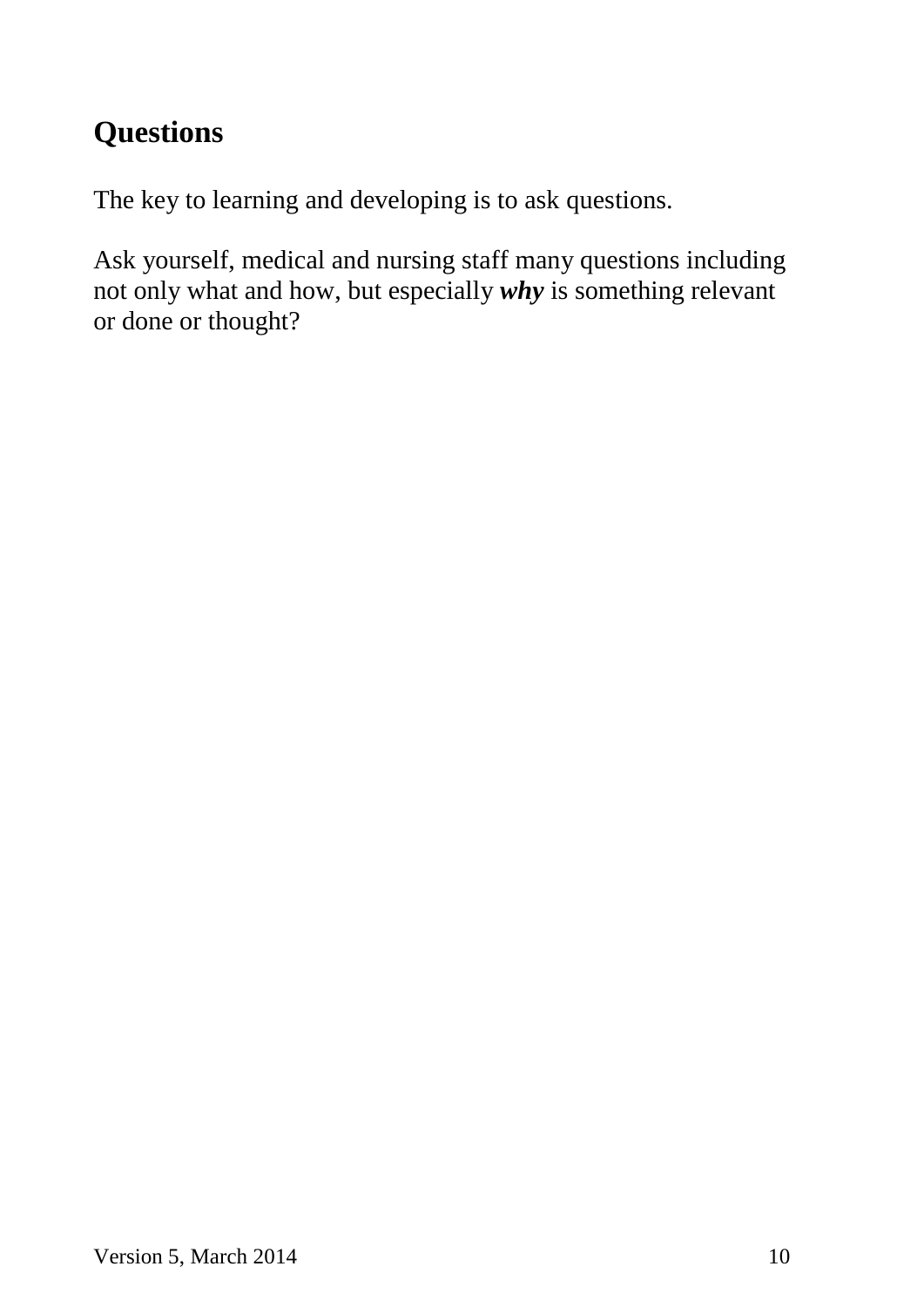## Questions

The key to learning and developing is to ask questions.

Ask yourself, medical and nursing staff many questions including not only what and how, but especially ***why*** is something relevant or done or thought?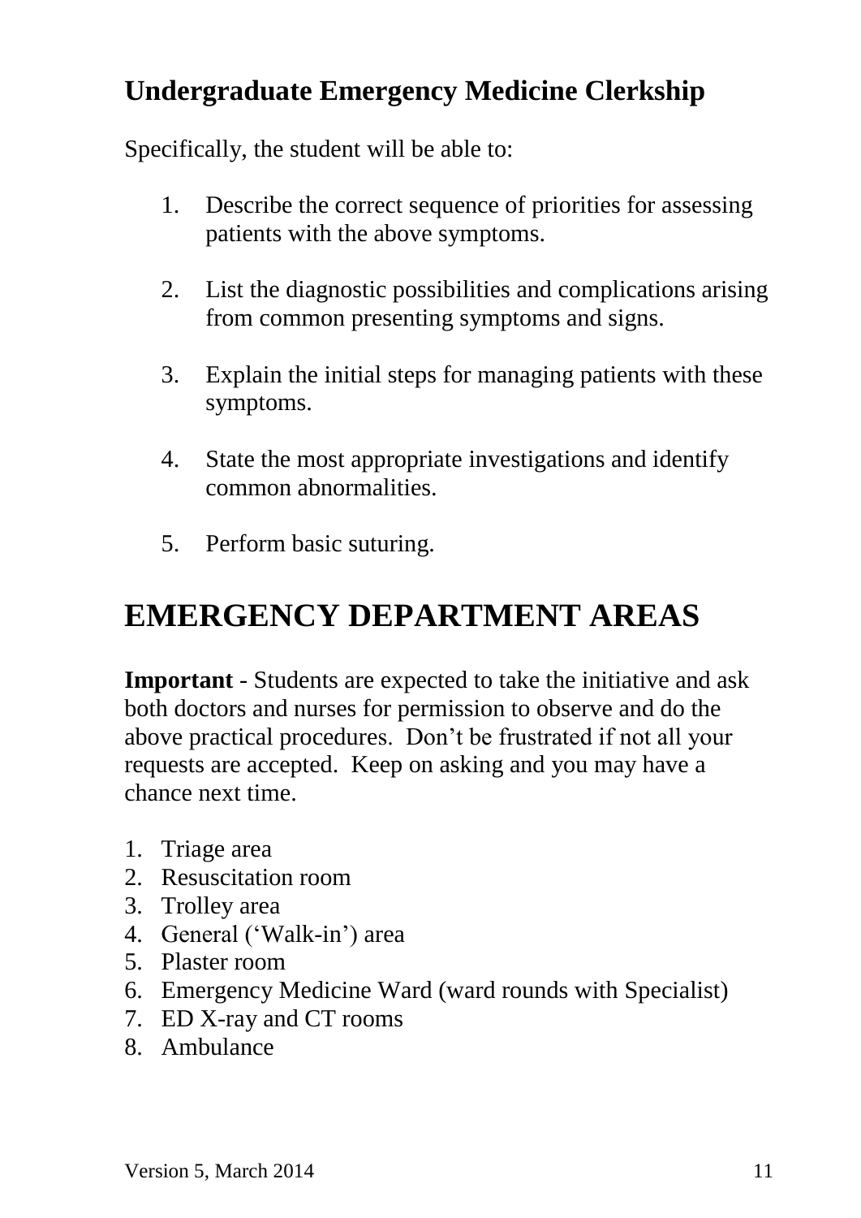## Undergraduate Emergency Medicine Clerkship

Specifically, the student will be able to:

1. Describe the correct sequence of priorities for assessing patients with the above symptoms.
2. List the diagnostic possibilities and complications arising from common presenting symptoms and signs.
3. Explain the initial steps for managing patients with these symptoms.
4. State the most appropriate investigations and identify common abnormalities.
5. Perform basic suturing.

# EMERGENCY DEPARTMENT AREAS

**Important** - Students are expected to take the initiative and ask both doctors and nurses for permission to observe and do the above practical procedures. Don't be frustrated if not all your requests are accepted. Keep on asking and you may have a chance next time.

1. Triage area
2. Resuscitation room
3. Trolley area
4. General ('Walk-in') area
5. Plaster room
6. Emergency Medicine Ward (ward rounds with Specialist)
7. ED X-ray and CT rooms
8. Ambulance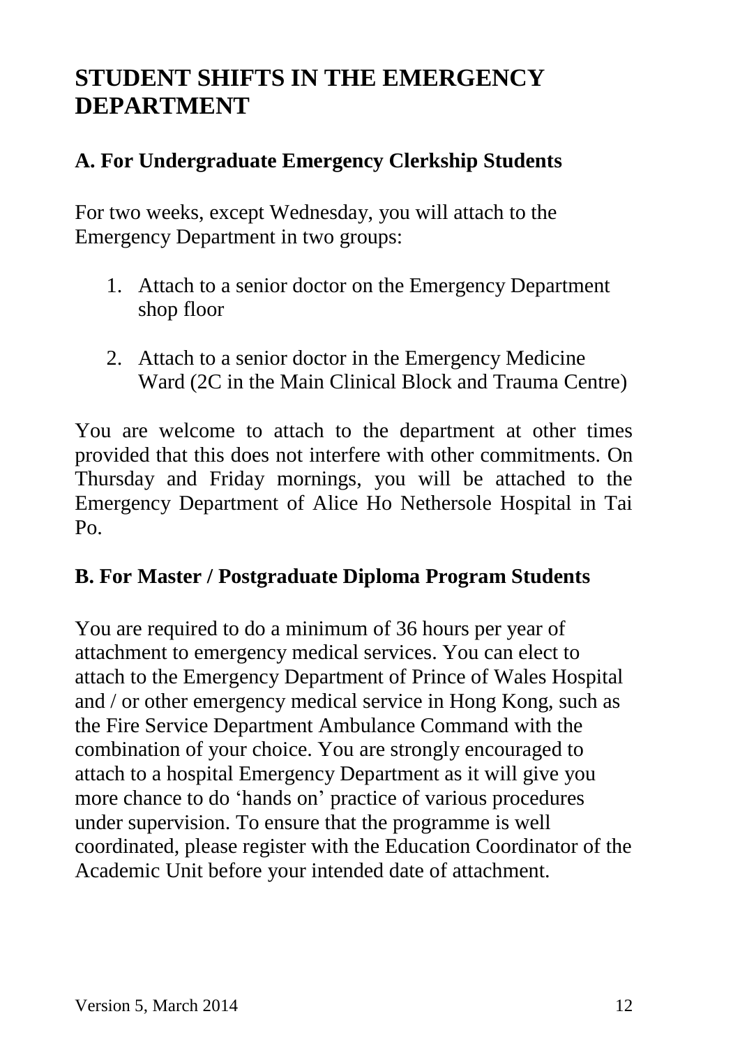# STUDENT SHIFTS IN THE EMERGENCY DEPARTMENT

## A. For Undergraduate Emergency Clerkship Students

For two weeks, except Wednesday, you will attach to the Emergency Department in two groups:

1. Attach to a senior doctor on the Emergency Department shop floor

2. Attach to a senior doctor in the Emergency Medicine Ward (2C in the Main Clinical Block and Trauma Centre)

You are welcome to attach to the department at other times provided that this does not interfere with other commitments. On Thursday and Friday mornings, you will be attached to the Emergency Department of Alice Ho Nethersole Hospital in Tai Po.

## B. For Master / Postgraduate Diploma Program Students

You are required to do a minimum of 36 hours per year of attachment to emergency medical services. You can elect to attach to the Emergency Department of Prince of Wales Hospital and / or other emergency medical service in Hong Kong, such as the Fire Service Department Ambulance Command with the combination of your choice. You are strongly encouraged to attach to a hospital Emergency Department as it will give you more chance to do 'hands on' practice of various procedures under supervision. To ensure that the programme is well coordinated, please register with the Education Coordinator of the Academic Unit before your intended date of attachment.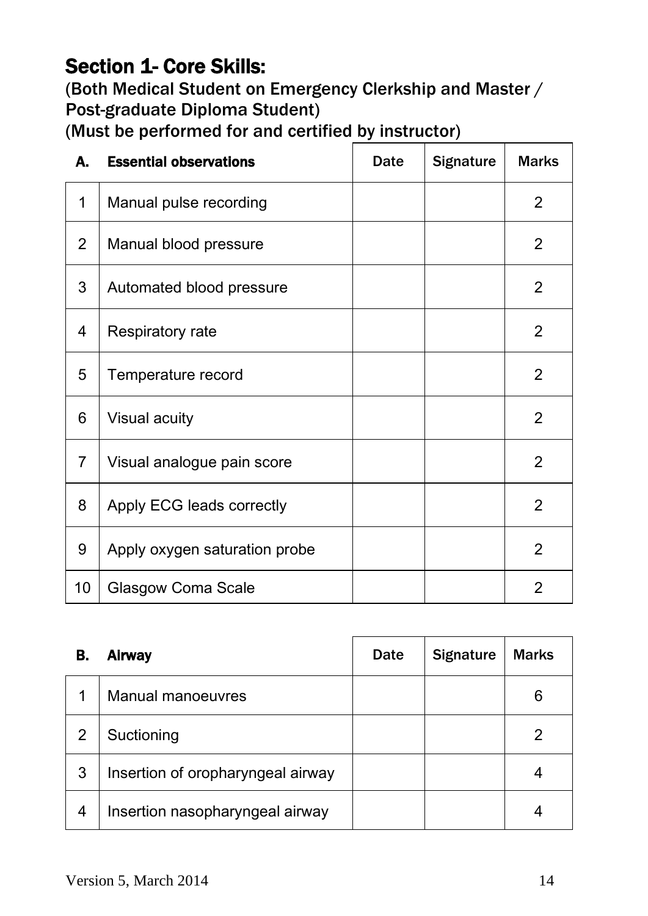# Section 1- Core Skills:

(Both Medical Student on Emergency Clerkship and Master / Post-graduate Diploma Student)

(Must be performed for and certified by instructor)

| A. | Essential observations | Date | Signature | Marks |
|---|---|---|---|---|
| 1 | Manual pulse recording | | | 2 |
| 2 | Manual blood pressure | | | 2 |
| 3 | Automated blood pressure | | | 2 |
| 4 | Respiratory rate | | | 2 |
| 5 | Temperature record | | | 2 |
| 6 | Visual acuity | | | 2 |
| 7 | Visual analogue pain score | | | 2 |
| 8 | Apply ECG leads correctly | | | 2 |
| 9 | Apply oxygen saturation probe | | | 2 |
| 10 | Glasgow Coma Scale | | | 2 |

| B. | Airway | Date | Signature | Marks |
|---|---|---|---|---|
| 1 | Manual manoeuvres | | | 6 |
| 2 | Suctioning | | | 2 |
| 3 | Insertion of oropharyngeal airway | | | 4 |
| 4 | Insertion nasopharyngeal airway | | | 4 |

Version 5, March 2014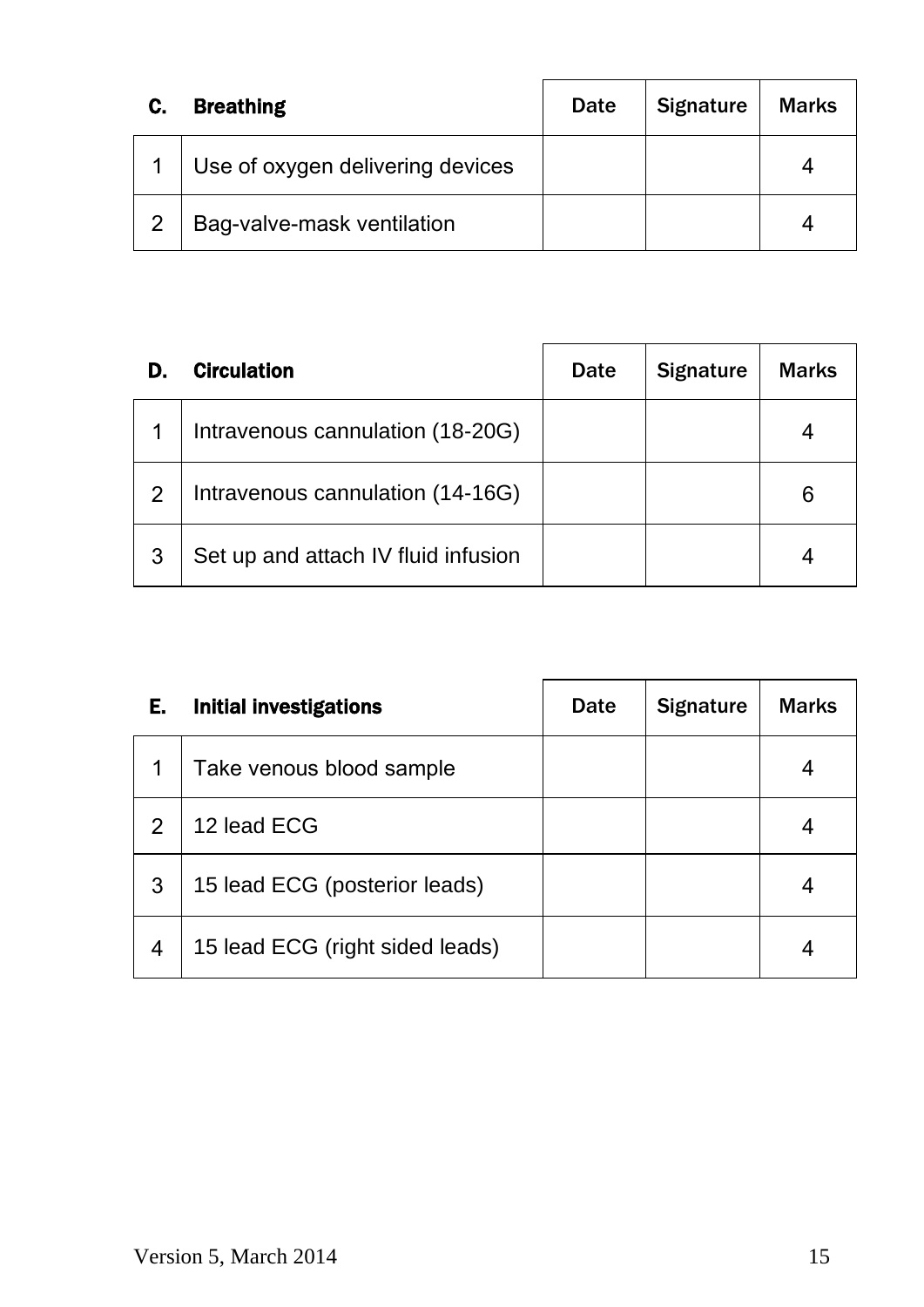| C. | Breathing | Date | Signature | Marks |
|---|---|---|---|---|
| 1 | Use of oxygen delivering devices | | | 4 |
| 2 | Bag-valve-mask ventilation | | | 4 |

| D. | Circulation | Date | Signature | Marks |
|---|---|---|---|---|
| 1 | Intravenous cannulation (18-20G) | | | 4 |
| 2 | Intravenous cannulation (14-16G) | | | 6 |
| 3 | Set up and attach IV fluid infusion | | | 4 |

| E. | Initial investigations | Date | Signature | Marks |
|---|---|---|---|---|
| 1 | Take venous blood sample | | | 4 |
| 2 | 12 lead ECG | | | 4 |
| 3 | 15 lead ECG (posterior leads) | | | 4 |
| 4 | 15 lead ECG (right sided leads) | | | 4 |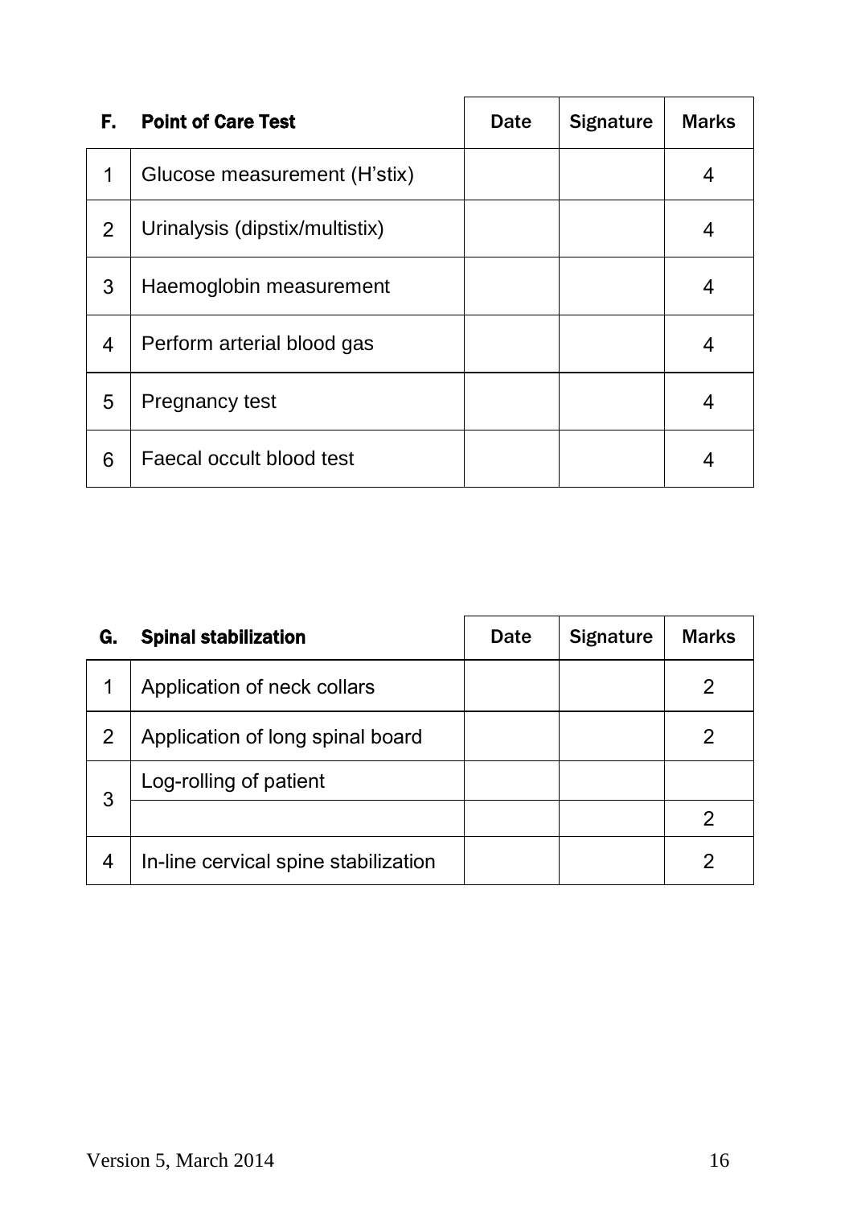| F. | Point of Care Test | Date | Signature | Marks |
|---|---|---|---|---|
| 1 | Glucose measurement (H'stix) | | | 4 |
| 2 | Urinalysis (dipstix/multistix) | | | 4 |
| 3 | Haemoglobin measurement | | | 4 |
| 4 | Perform arterial blood gas | | | 4 |
| 5 | Pregnancy test | | | 4 |
| 6 | Faecal occult blood test | | | 4 |

| G. | Spinal stabilization | Date | Signature | Marks |
|---|---|---|---|---|
| 1 | Application of neck collars | | | 2 |
| 2 | Application of long spinal board | | | 2 |
| 3 | Log-rolling of patient | | | |
| | | | | 2 |
| 4 | In-line cervical spine stabilization | | | 2 |

Version 5, March 2014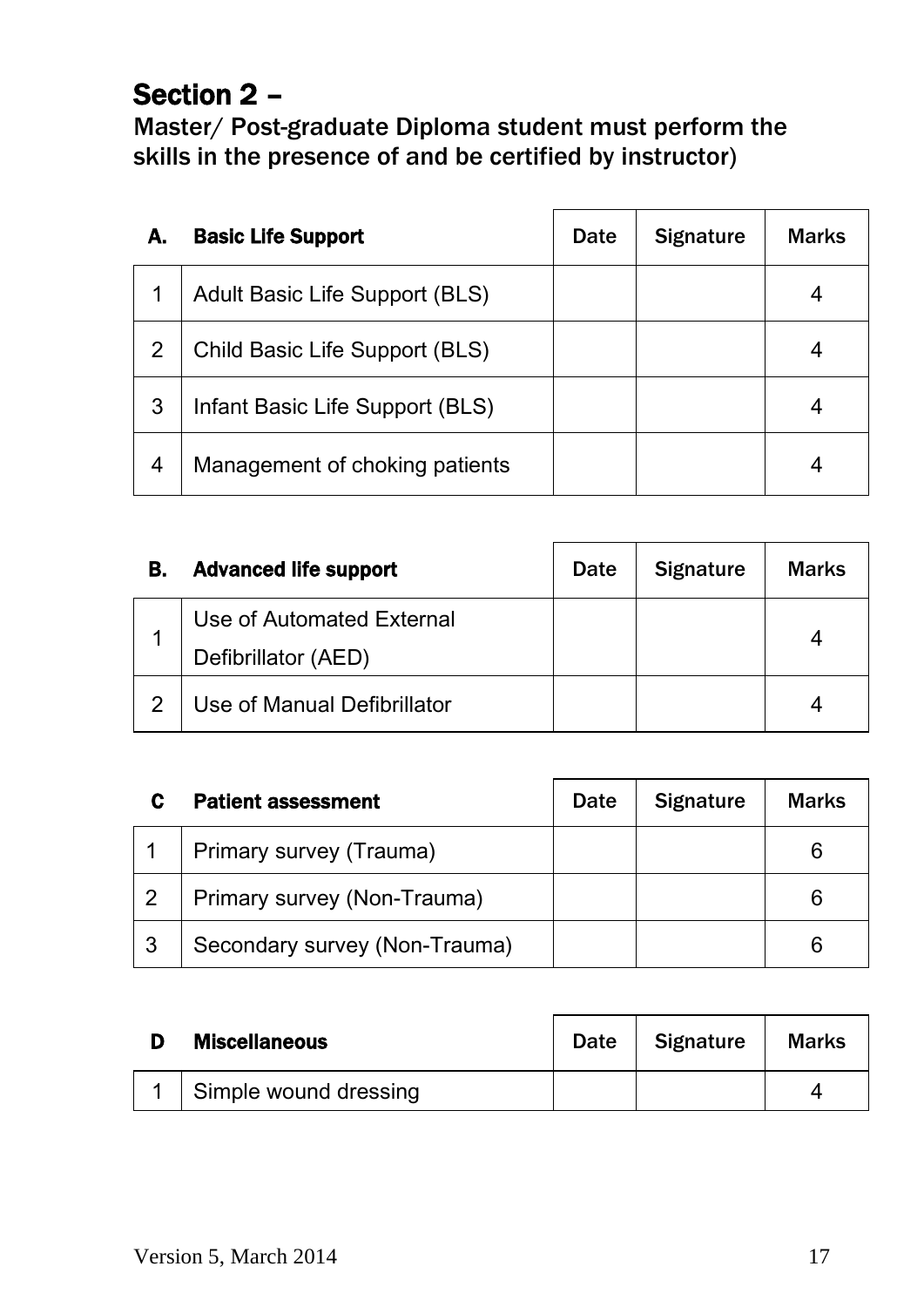## Section 2 –

Master/ Post-graduate Diploma student must perform the skills in the presence of and be certified by instructor)

| **A.** | **Basic Life Support** | Date | Signature | Marks |
|---|---|---|---|---|
| 1 | Adult Basic Life Support (BLS) | | | 4 |
| 2 | Child Basic Life Support (BLS) | | | 4 |
| 3 | Infant Basic Life Support (BLS) | | | 4 |
| 4 | Management of choking patients | | | 4 |

| **B.** | **Advanced life support** | Date | Signature | Marks |
|---|---|---|---|---|
| 1 | Use of Automated External Defibrillator (AED) | | | 4 |
| 2 | Use of Manual Defibrillator | | | 4 |

| **C** | **Patient assessment** | Date | Signature | Marks |
|---|---|---|---|---|
| 1 | Primary survey (Trauma) | | | 6 |
| 2 | Primary survey (Non-Trauma) | | | 6 |
| 3 | Secondary survey (Non-Trauma) | | | 6 |

| **D** | **Miscellaneous** | Date | Signature | Marks |
|---|---|---|---|---|
| 1 | Simple wound dressing | | | 4 |

Version 5, March 2014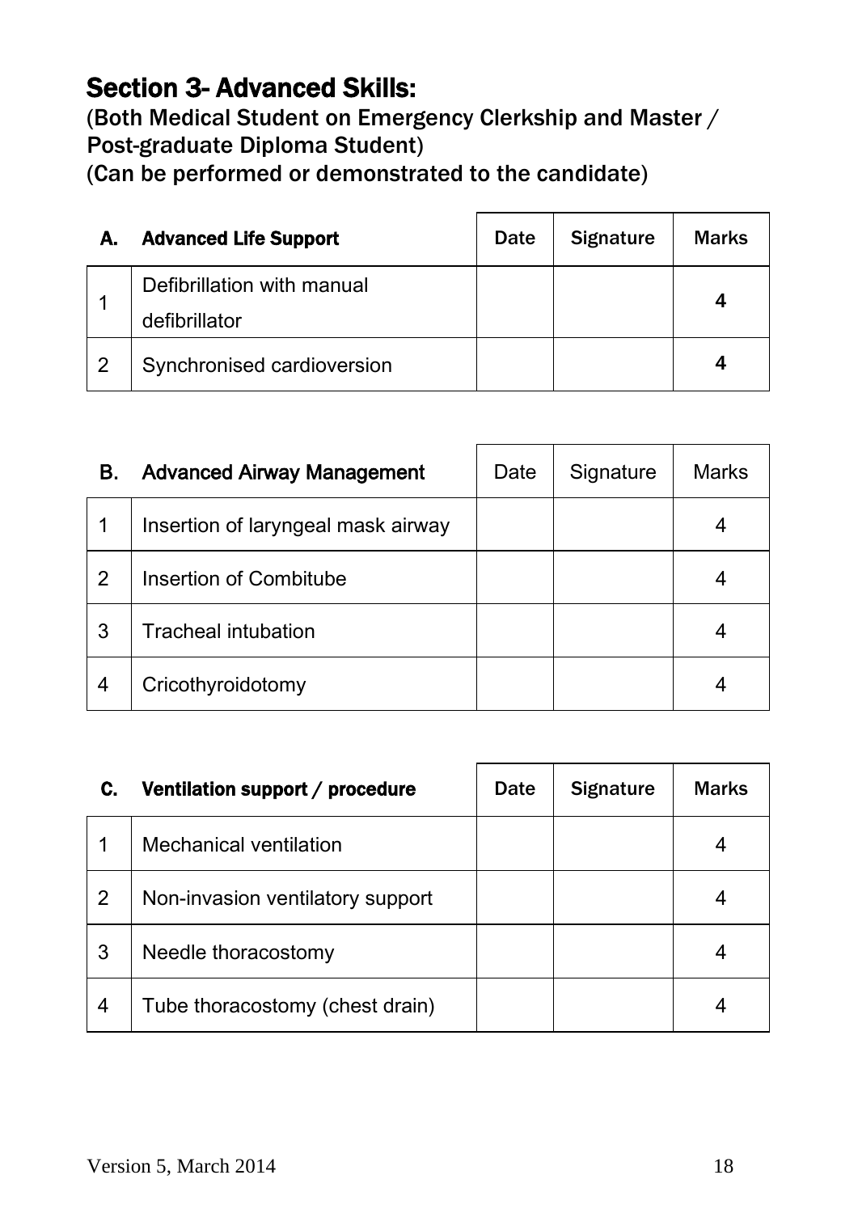# Section 3- Advanced Skills:

**(Both Medical Student on Emergency Clerkship and Master / Post-graduate Diploma Student)**

**(Can be performed or demonstrated to the candidate)**

| **A.** | **Advanced Life Support** | **Date** | **Signature** | **Marks** |
|---|---|---|---|---|
| 1 | Defibrillation with manual defibrillator | | | **4** |
| 2 | Synchronised cardioversion | | | **4** |

| **B.** | **Advanced Airway Management** | Date | Signature | Marks |
|---|---|---|---|---|
| 1 | Insertion of laryngeal mask airway | | | 4 |
| 2 | Insertion of Combitube | | | 4 |
| 3 | Tracheal intubation | | | 4 |
| 4 | Cricothyroidotomy | | | 4 |

| **C.** | **Ventilation support / procedure** | **Date** | **Signature** | **Marks** |
|---|---|---|---|---|
| 1 | Mechanical ventilation | | | 4 |
| 2 | Non-invasion ventilatory support | | | 4 |
| 3 | Needle thoracostomy | | | 4 |
| 4 | Tube thoracostomy (chest drain) | | | 4 |

Version 5, March 2014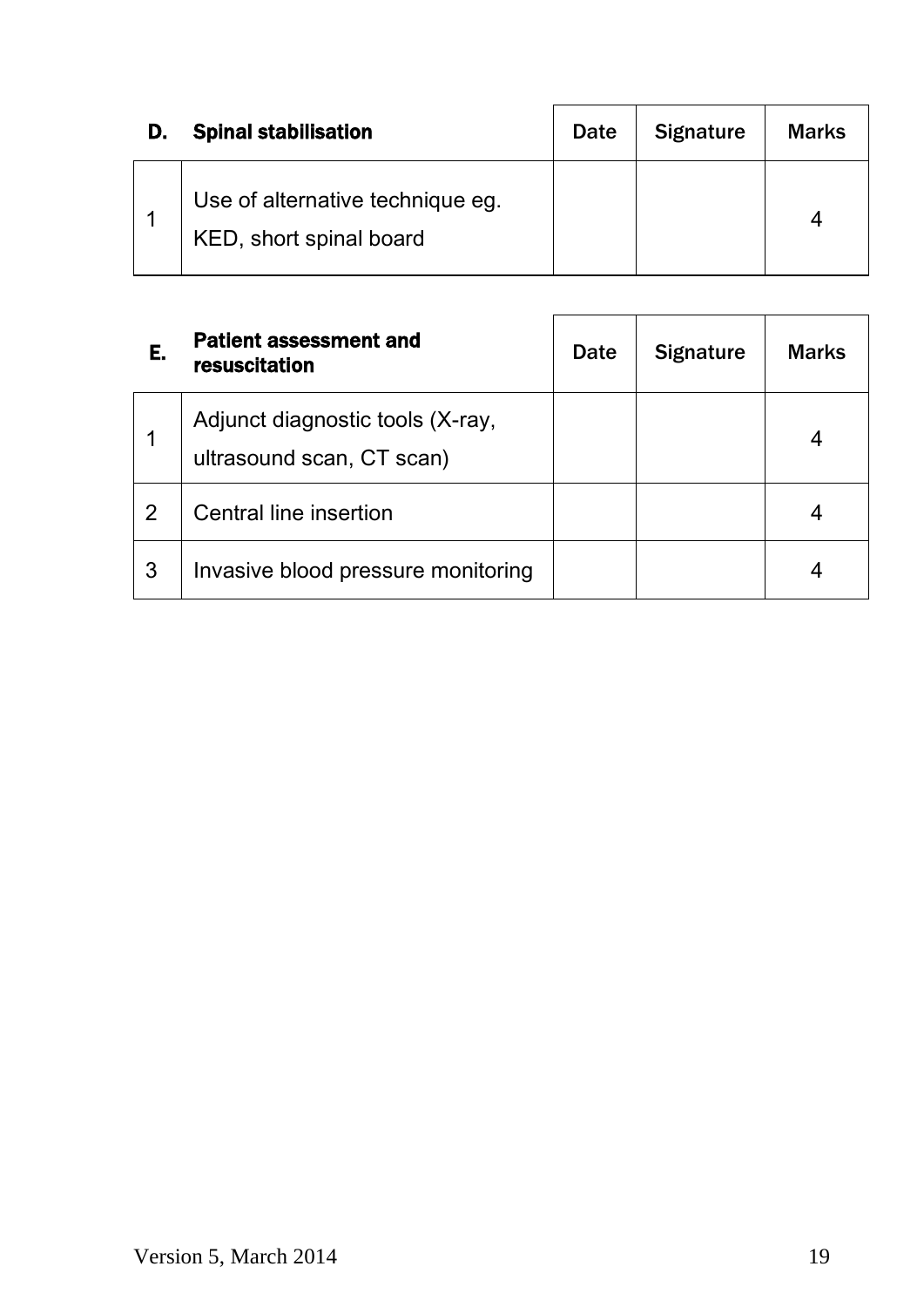| D. | Spinal stabilisation | Date | Signature | Marks |
|---|---|---|---|---|
| 1 | Use of alternative technique eg. KED, short spinal board | | | 4 |

| E. | Patient assessment and resuscitation | Date | Signature | Marks |
|---|---|---|---|---|
| 1 | Adjunct diagnostic tools (X-ray, ultrasound scan, CT scan) | | | 4 |
| 2 | Central line insertion | | | 4 |
| 3 | Invasive blood pressure monitoring | | | 4 |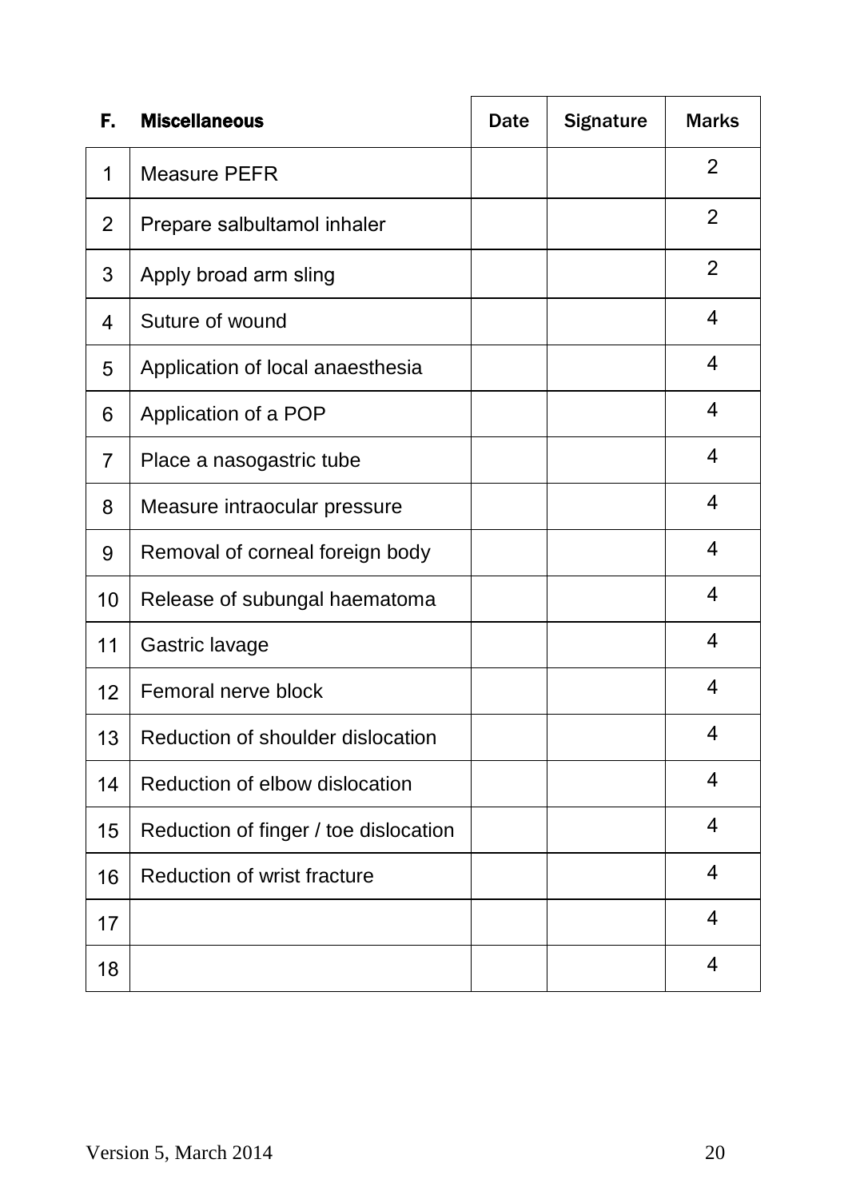| F. | Miscellaneous | Date | Signature | Marks |
|---|---|---|---|---|
| 1 | Measure PEFR | | | 2 |
| 2 | Prepare salbultamol inhaler | | | 2 |
| 3 | Apply broad arm sling | | | 2 |
| 4 | Suture of wound | | | 4 |
| 5 | Application of local anaesthesia | | | 4 |
| 6 | Application of a POP | | | 4 |
| 7 | Place a nasogastric tube | | | 4 |
| 8 | Measure intraocular pressure | | | 4 |
| 9 | Removal of corneal foreign body | | | 4 |
| 10 | Release of subungal haematoma | | | 4 |
| 11 | Gastric lavage | | | 4 |
| 12 | Femoral nerve block | | | 4 |
| 13 | Reduction of shoulder dislocation | | | 4 |
| 14 | Reduction of elbow dislocation | | | 4 |
| 15 | Reduction of finger / toe dislocation | | | 4 |
| 16 | Reduction of wrist fracture | | | 4 |
| 17 | | | | 4 |
| 18 | | | | 4 |

Version 5, March 2014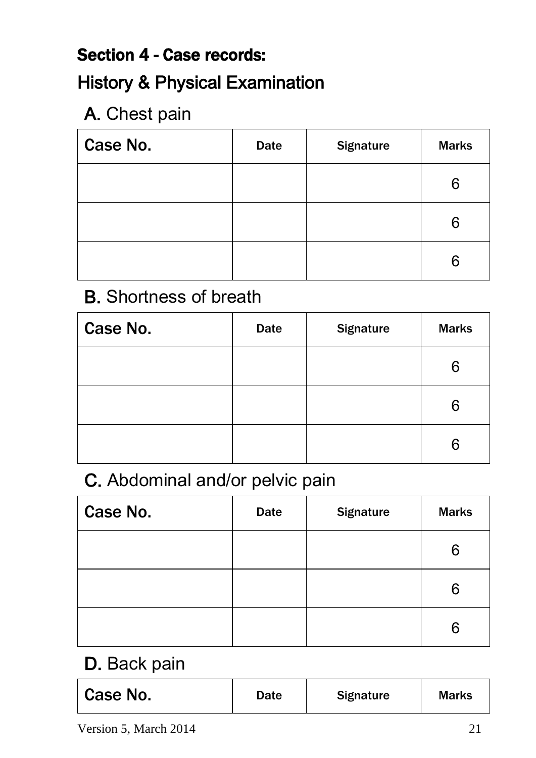# Section 4 - Case records:

## History & Physical Examination

### A. Chest pain

| Case No. | Date | Signature | Marks |
|---|---|---|---|
| | | | 6 |
| | | | 6 |
| | | | 6 |

### B. Shortness of breath

| Case No. | Date | Signature | Marks |
|---|---|---|---|
| | | | 6 |
| | | | 6 |
| | | | 6 |

### C. Abdominal and/or pelvic pain

| Case No. | Date | Signature | Marks |
|---|---|---|---|
| | | | 6 |
| | | | 6 |
| | | | 6 |

### D. Back pain

| Case No. | Date | Signature | Marks |
|---|---|---|---|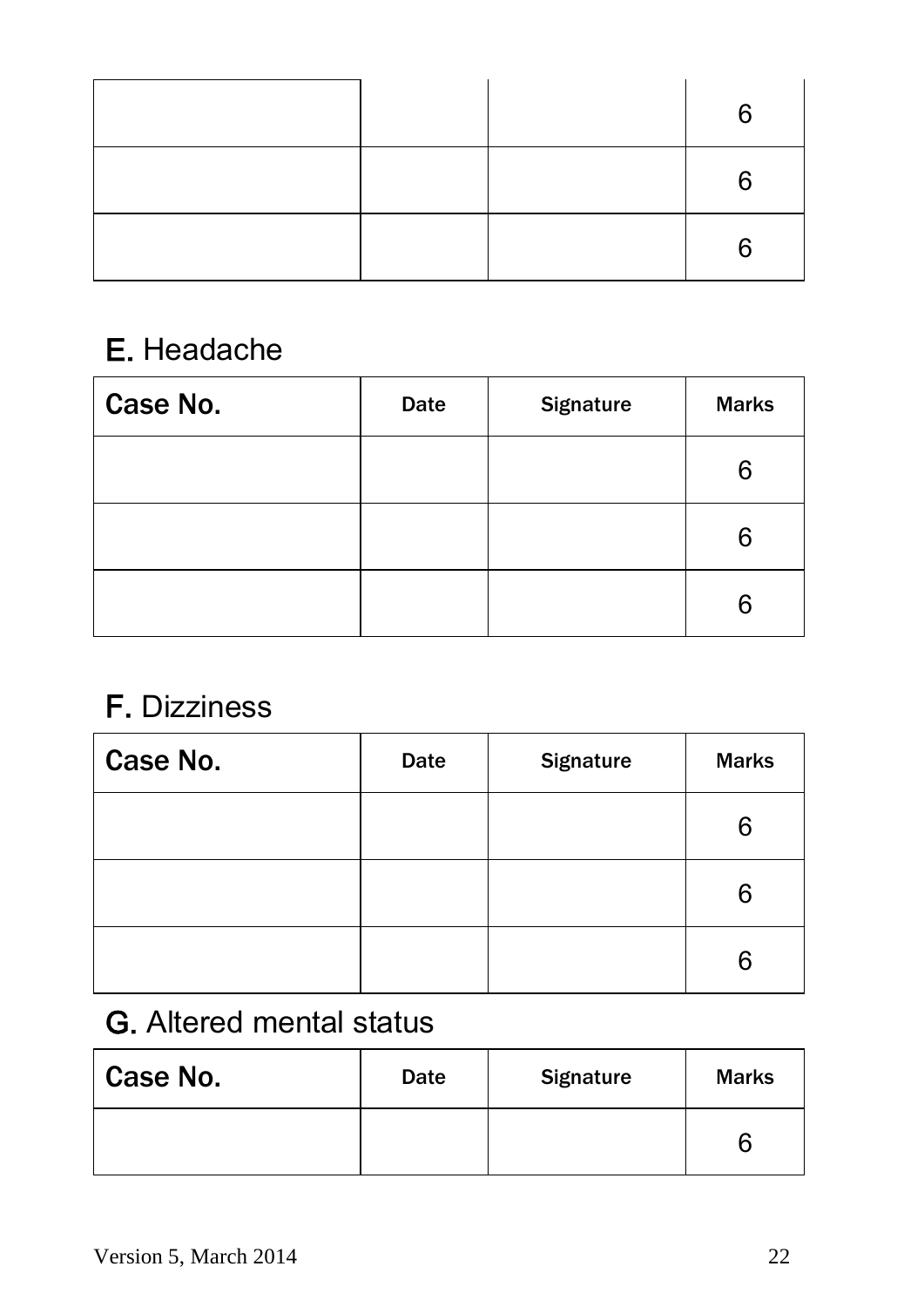| | | | |
|---|---|---|---|
| | | | 6 |
| | | | 6 |
| | | | 6 |

## E. Headache

| Case No. | Date | Signature | Marks |
|---|---|---|---|
| | | | 6 |
| | | | 6 |
| | | | 6 |

## F. Dizziness

| Case No. | Date | Signature | Marks |
|---|---|---|---|
| | | | 6 |
| | | | 6 |
| | | | 6 |

## G. Altered mental status

| Case No. | Date | Signature | Marks |
|---|---|---|---|
| | | | 6 |

Version 5, March 2014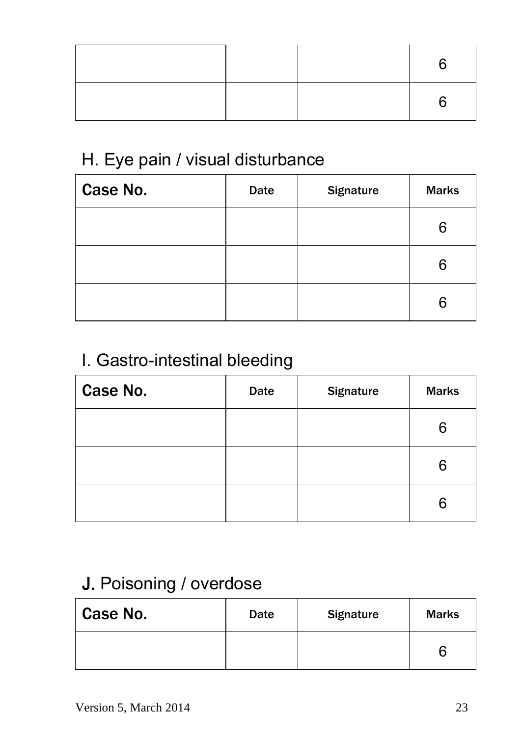|  |  |  |  |
| --- | --- | --- | --- |
|  |  |  | 6 |
|  |  |  | 6 |

## H. Eye pain / visual disturbance

| Case No. | Date | Signature | Marks |
| --- | --- | --- | --- |
|  |  |  | 6 |
|  |  |  | 6 |
|  |  |  | 6 |

## I. Gastro-intestinal bleeding

| Case No. | Date | Signature | Marks |
| --- | --- | --- | --- |
|  |  |  | 6 |
|  |  |  | 6 |
|  |  |  | 6 |

## J. Poisoning / overdose

| Case No. | Date | Signature | Marks |
| --- | --- | --- | --- |
|  |  |  | 6 |

Version 5, March 2014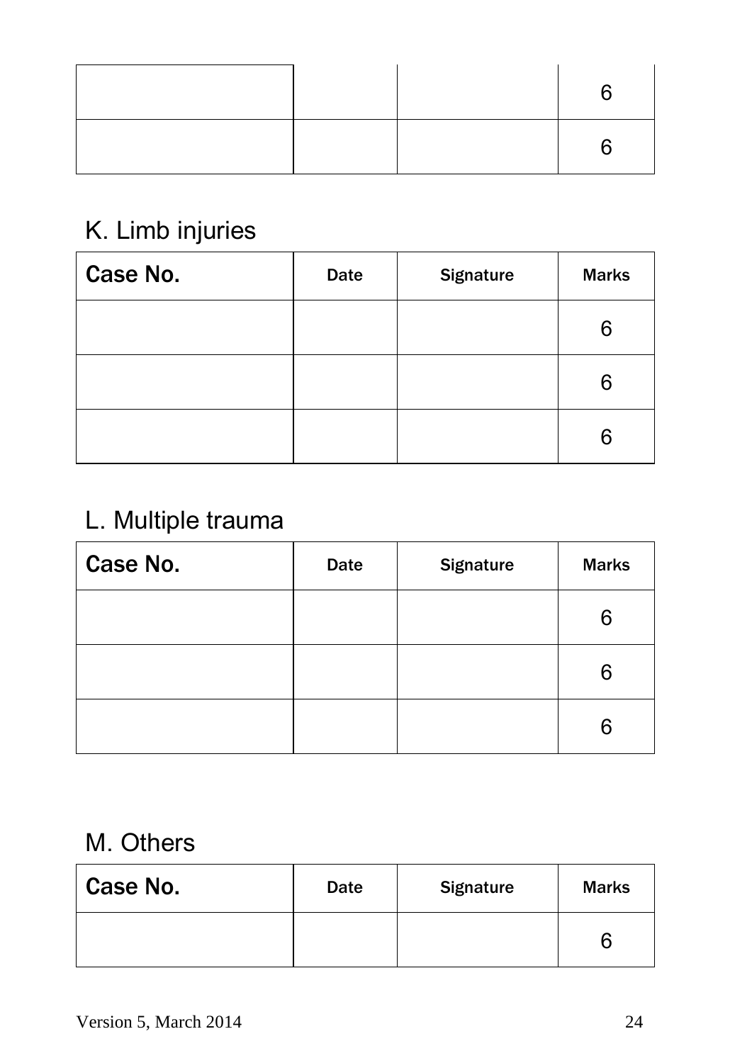| | | | 6 |
|---|---|---|---|
| | | | 6 |

## K. Limb injuries

| Case No. | Date | Signature | Marks |
|---|---|---|---|
| | | | 6 |
| | | | 6 |
| | | | 6 |

## L. Multiple trauma

| Case No. | Date | Signature | Marks |
|---|---|---|---|
| | | | 6 |
| | | | 6 |
| | | | 6 |

## M. Others

| Case No. | Date | Signature | Marks |
|---|---|---|---|
| | | | 6 |

Version 5, March 2014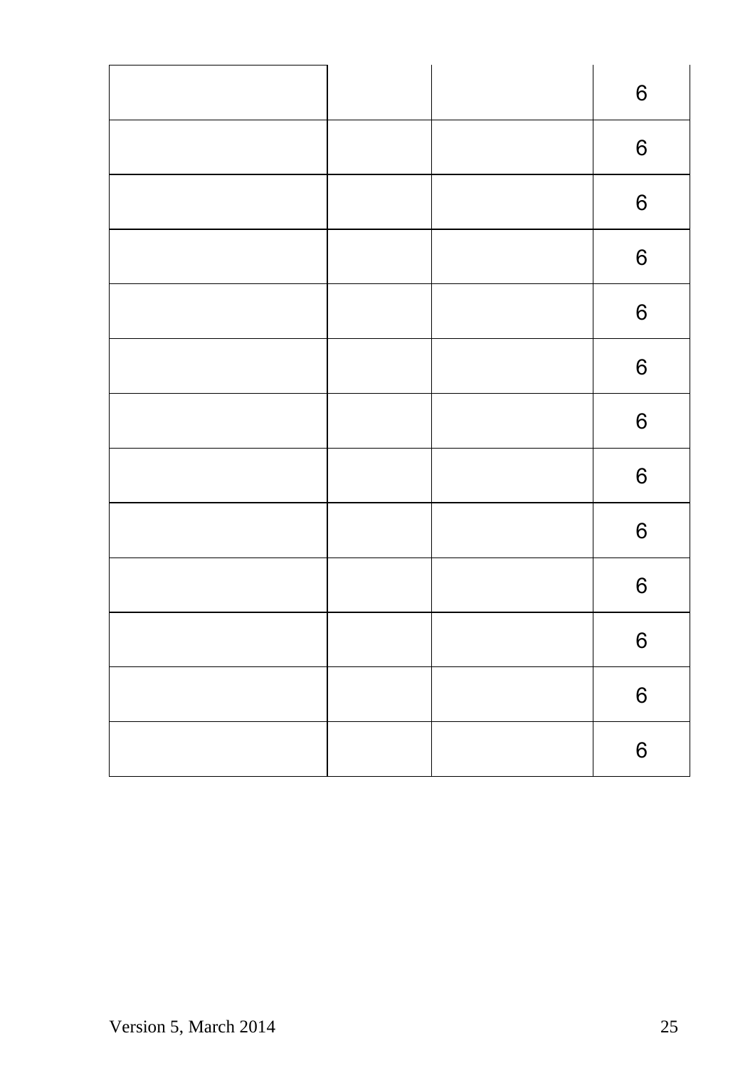| | | | |
|---|---|---|---|
| | | | 6 |
| | | | 6 |
| | | | 6 |
| | | | 6 |
| | | | 6 |
| | | | 6 |
| | | | 6 |
| | | | 6 |
| | | | 6 |
| | | | 6 |
| | | | 6 |
| | | | 6 |
| | | | 6 |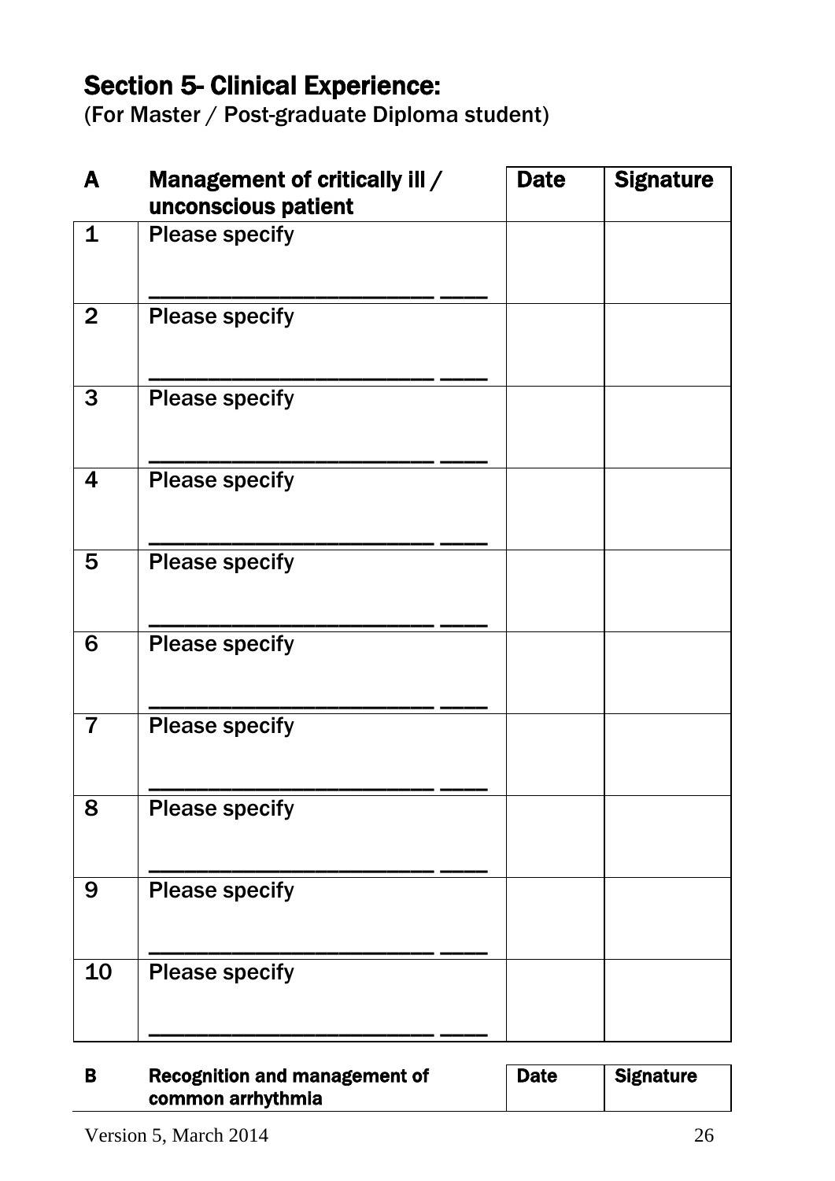## Section 5- Clinical Experience:

(For Master / Post-graduate Diploma student)

| A | Management of critically ill / unconscious patient | Date | Signature |
|---|---|---|---|
| 1 | Please specify ________________________ ____ | | |
| 2 | Please specify ________________________ ____ | | |
| 3 | Please specify ________________________ ____ | | |
| 4 | Please specify ________________________ ____ | | |
| 5 | Please specify ________________________ ____ | | |
| 6 | Please specify ________________________ ____ | | |
| 7 | Please specify ________________________ ____ | | |
| 8 | Please specify ________________________ ____ | | |
| 9 | Please specify ________________________ ____ | | |
| 10 | Please specify ________________________ ____ | | |

| B | Recognition and management of common arrhythmia | Date | Signature |
|---|---|---|---|

Version 5, March 2014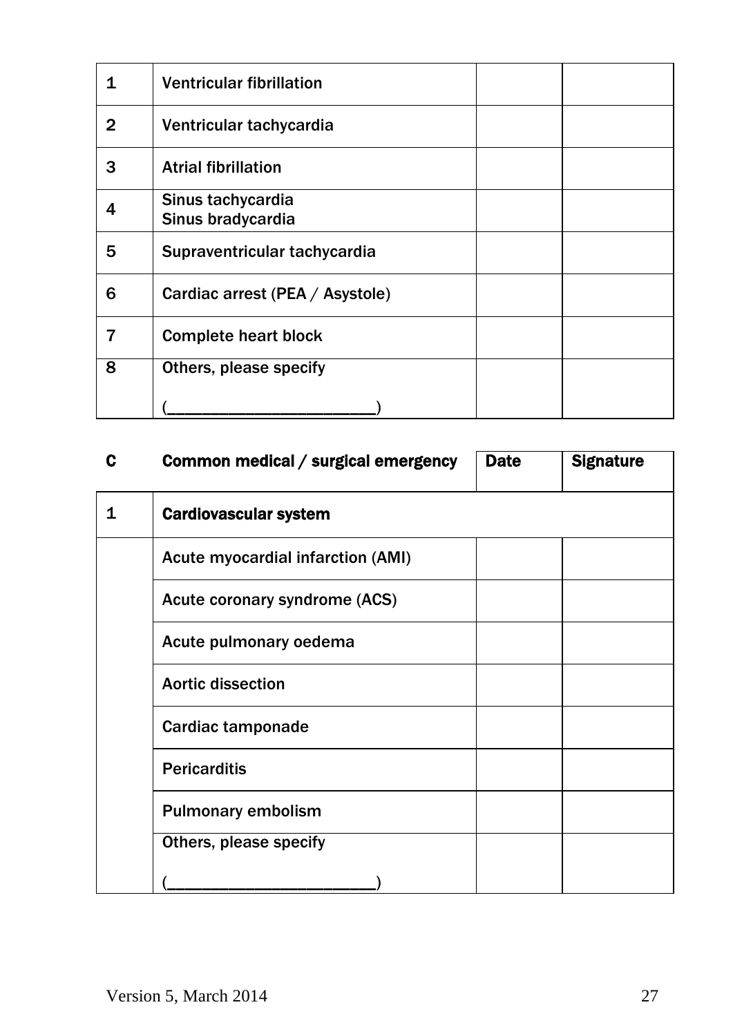| | | | |
|---|---|---|---|
| 1 | Ventricular fibrillation | | |
| 2 | Ventricular tachycardia | | |
| 3 | Atrial fibrillation | | |
| 4 | Sinus tachycardia<br>Sinus bradycardia | | |
| 5 | Supraventricular tachycardia | | |
| 6 | Cardiac arrest (PEA / Asystole) | | |
| 7 | Complete heart block | | |
| 8 | Others, please specify<br><br>(________________________) | | |

| C | Common medical / surgical emergency | Date | Signature |
|---|---|---|---|
| 1 | **Cardiovascular system** | | |
| | Acute myocardial infarction (AMI) | | |
| | Acute coronary syndrome (ACS) | | |
| | Acute pulmonary oedema | | |
| | Aortic dissection | | |
| | Cardiac tamponade | | |
| | Pericarditis | | |
| | Pulmonary embolism | | |
| | Others, please specify<br><br>(________________________) | | |

Version 5, March 2014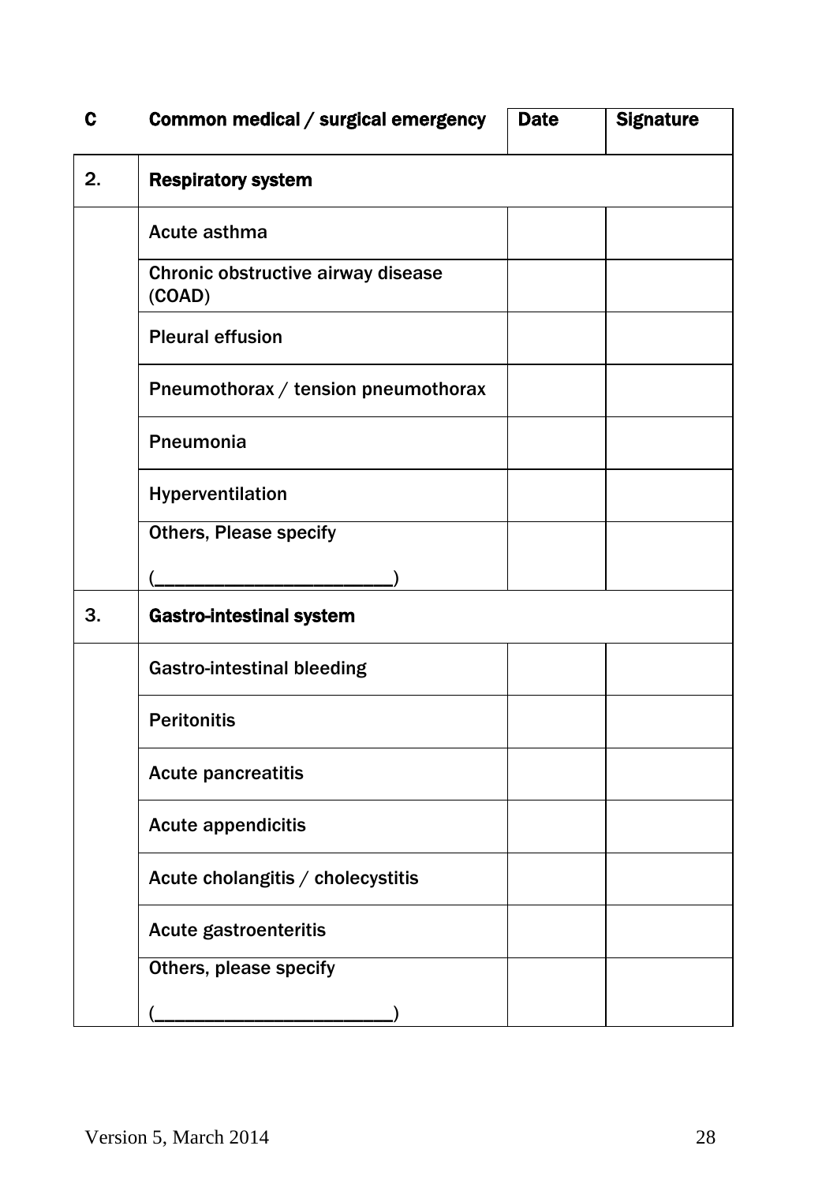| C | Common medical / surgical emergency | Date | Signature |
|---|---|---|---|
| 2. | **Respiratory system** | | |
| | Acute asthma | | |
| | Chronic obstructive airway disease (COAD) | | |
| | Pleural effusion | | |
| | Pneumothorax / tension pneumothorax | | |
| | Pneumonia | | |
| | Hyperventilation | | |
| | Others, Please specify (________________________) | | |
| 3. | **Gastro-intestinal system** | | |
| | Gastro-intestinal bleeding | | |
| | Peritonitis | | |
| | Acute pancreatitis | | |
| | Acute appendicitis | | |
| | Acute cholangitis / cholecystitis | | |
| | Acute gastroenteritis | | |
| | Others, please specify (________________________) | | |

Version 5, March 2014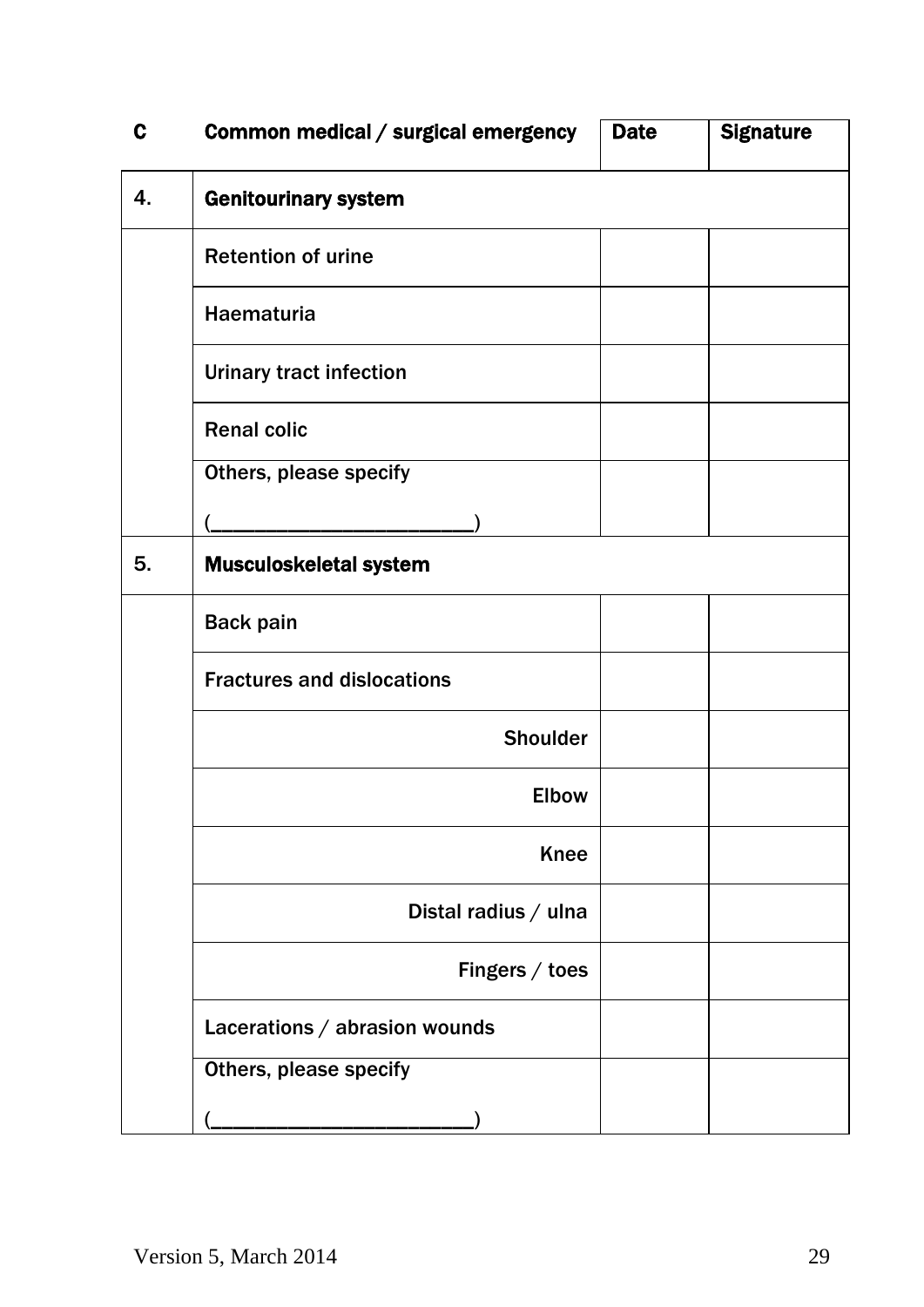| C | Common medical / surgical emergency | Date | Signature |
|---|---|---|---|
| 4. | **Genitourinary system** | | |
| | Retention of urine | | |
| | Haematuria | | |
| | Urinary tract infection | | |
| | Renal colic | | |
| | Others, please specify (________________________) | | |
| 5. | **Musculoskeletal system** | | |
| | Back pain | | |
| | Fractures and dislocations | | |
| | Shoulder | | |
| | Elbow | | |
| | Knee | | |
| | Distal radius / ulna | | |
| | Fingers / toes | | |
| | Lacerations / abrasion wounds | | |
| | Others, please specify (________________________) | | |

Version 5, March 2014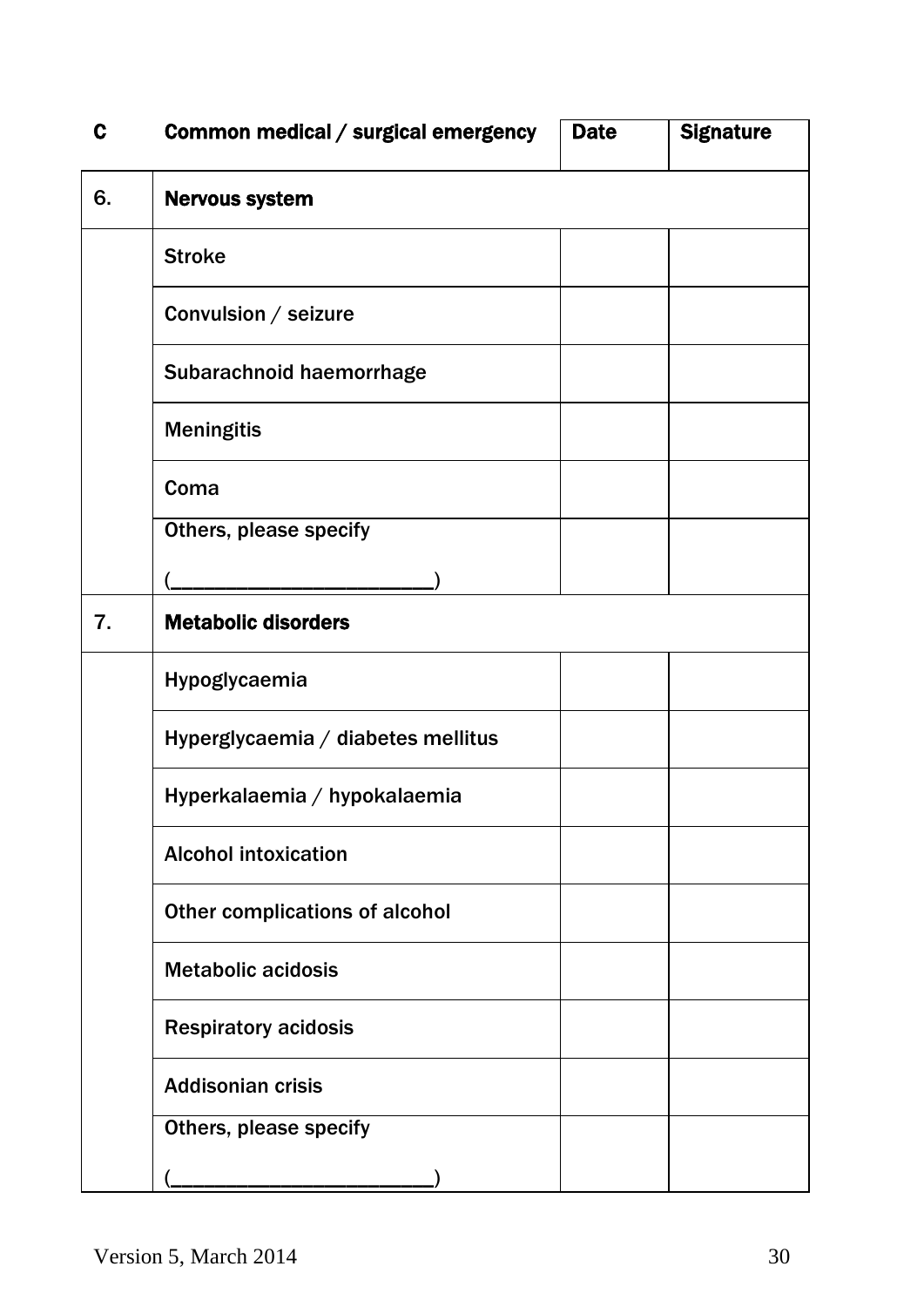| C | Common medical / surgical emergency | Date | Signature |
|---|---|---|---|
| 6. | **Nervous system** | | |
| | Stroke | | |
| | Convulsion / seizure | | |
| | Subarachnoid haemorrhage | | |
| | Meningitis | | |
| | Coma | | |
| | Others, please specify (________________________) | | |
| 7. | **Metabolic disorders** | | |
| | Hypoglycaemia | | |
| | Hyperglycaemia / diabetes mellitus | | |
| | Hyperkalaemia / hypokalaemia | | |
| | Alcohol intoxication | | |
| | Other complications of alcohol | | |
| | Metabolic acidosis | | |
| | Respiratory acidosis | | |
| | Addisonian crisis | | |
| | Others, please specify (________________________) | | |

Version 5, March 2014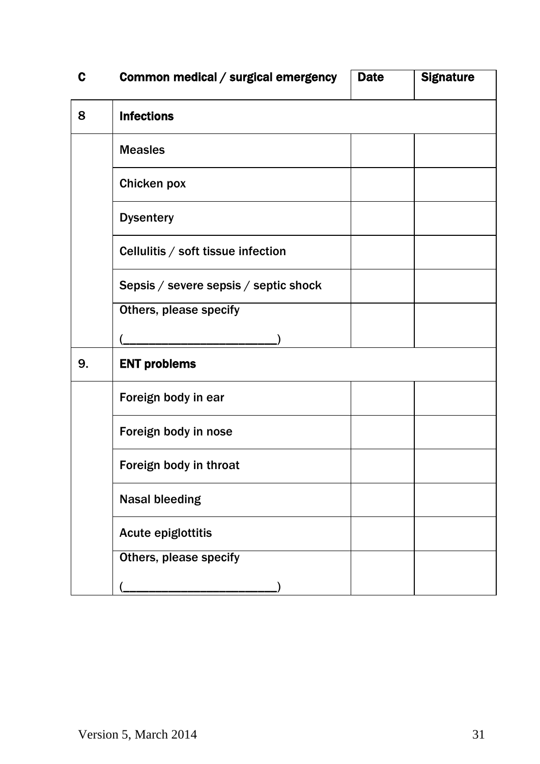| C | Common medical / surgical emergency | Date | Signature |
|---|---|---|---|
| 8 | **Infections** | | |
| | Measles | | |
| | Chicken pox | | |
| | Dysentery | | |
| | Cellulitis / soft tissue infection | | |
| | Sepsis / severe sepsis / septic shock | | |
| | Others, please specify (________________________) | | |
| 9. | **ENT problems** | | |
| | Foreign body in ear | | |
| | Foreign body in nose | | |
| | Foreign body in throat | | |
| | Nasal bleeding | | |
| | Acute epiglottitis | | |
| | Others, please specify (________________________) | | |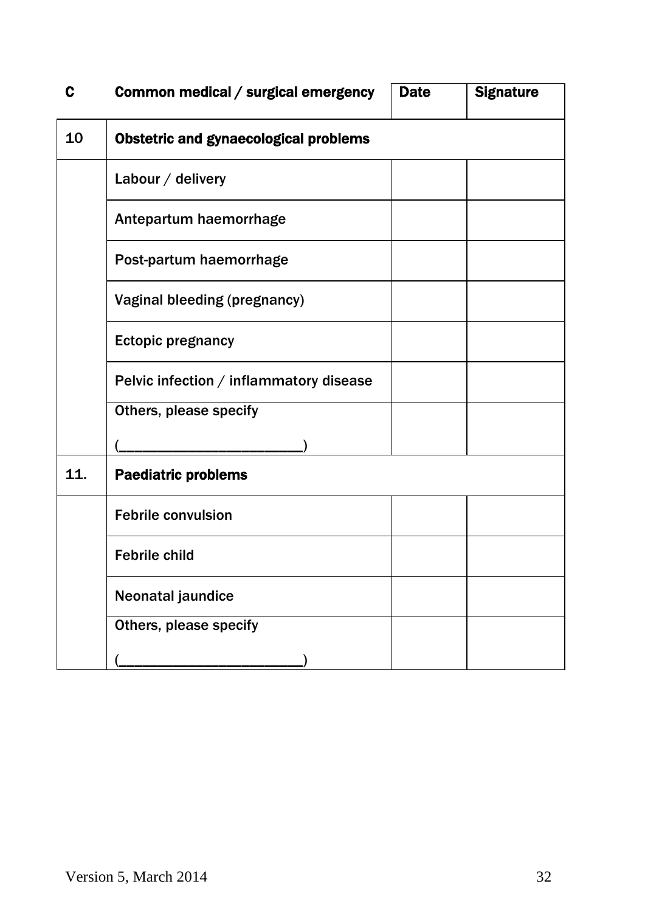| C | Common medical / surgical emergency | Date | Signature |
|---|---|---|---|
| 10 | **Obstetric and gynaecological problems** | | |
| | Labour / delivery | | |
| | Antepartum haemorrhage | | |
| | Post-partum haemorrhage | | |
| | Vaginal bleeding (pregnancy) | | |
| | Ectopic pregnancy | | |
| | Pelvic infection / inflammatory disease | | |
| | Others, please specify (________________________) | | |
| 11. | **Paediatric problems** | | |
| | Febrile convulsion | | |
| | Febrile child | | |
| | Neonatal jaundice | | |
| | Others, please specify (________________________) | | |

Version 5, March 2014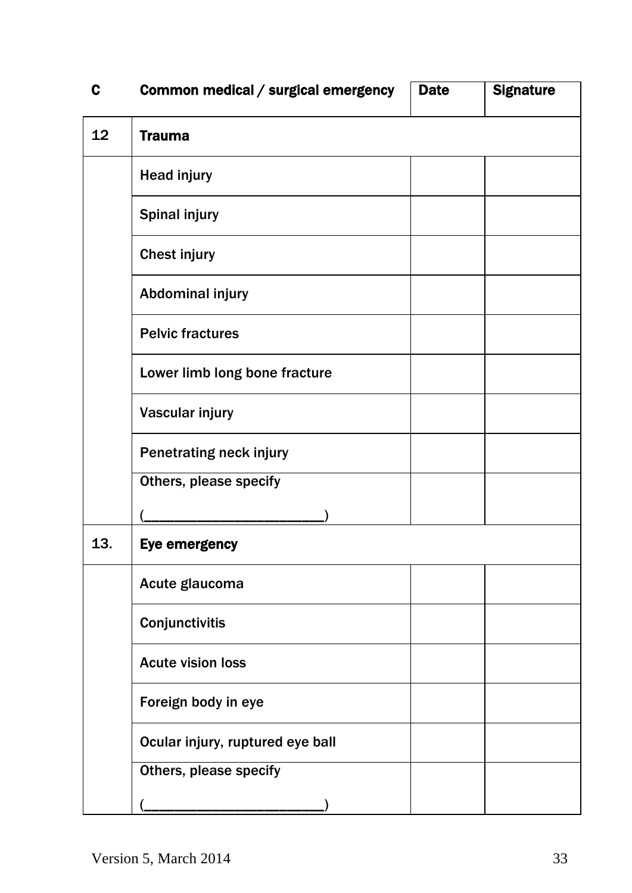| C | Common medical / surgical emergency | Date | Signature |
|---|---|---|---|
| 12 | **Trauma** | | |
| | Head injury | | |
| | Spinal injury | | |
| | Chest injury | | |
| | Abdominal injury | | |
| | Pelvic fractures | | |
| | Lower limb long bone fracture | | |
| | Vascular injury | | |
| | Penetrating neck injury | | |
| | Others, please specify (________________________) | | |
| 13. | **Eye emergency** | | |
| | Acute glaucoma | | |
| | Conjunctivitis | | |
| | Acute vision loss | | |
| | Foreign body in eye | | |
| | Ocular injury, ruptured eye ball | | |
| | Others, please specify (________________________) | | |

Version 5, March 2014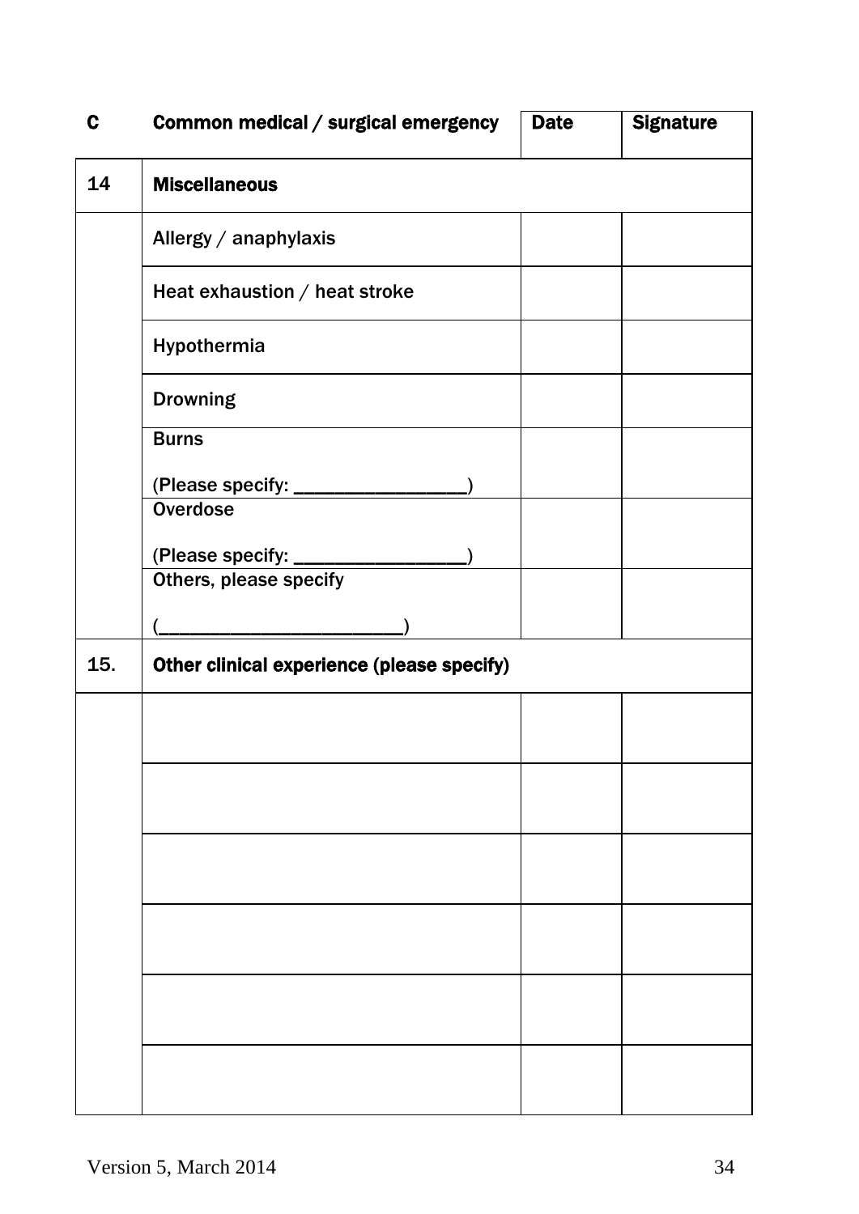| C | Common medical / surgical emergency | Date | Signature |
|---|---|---|---|
| 14 | **Miscellaneous** | | |
| | Allergy / anaphylaxis | | |
| | Heat exhaustion / heat stroke | | |
| | Hypothermia | | |
| | Drowning | | |
| | Burns<br><br>(Please specify: _________________) | | |
| | Overdose<br><br>(Please specify: _________________) | | |
| | Others, please specify<br><br>(________________________) | | |
| 15. | **Other clinical experience (please specify)** | | |
| | | | |
| | | | |
| | | | |
| | | | |
| | | | |
| | | | |

Version 5, March 2014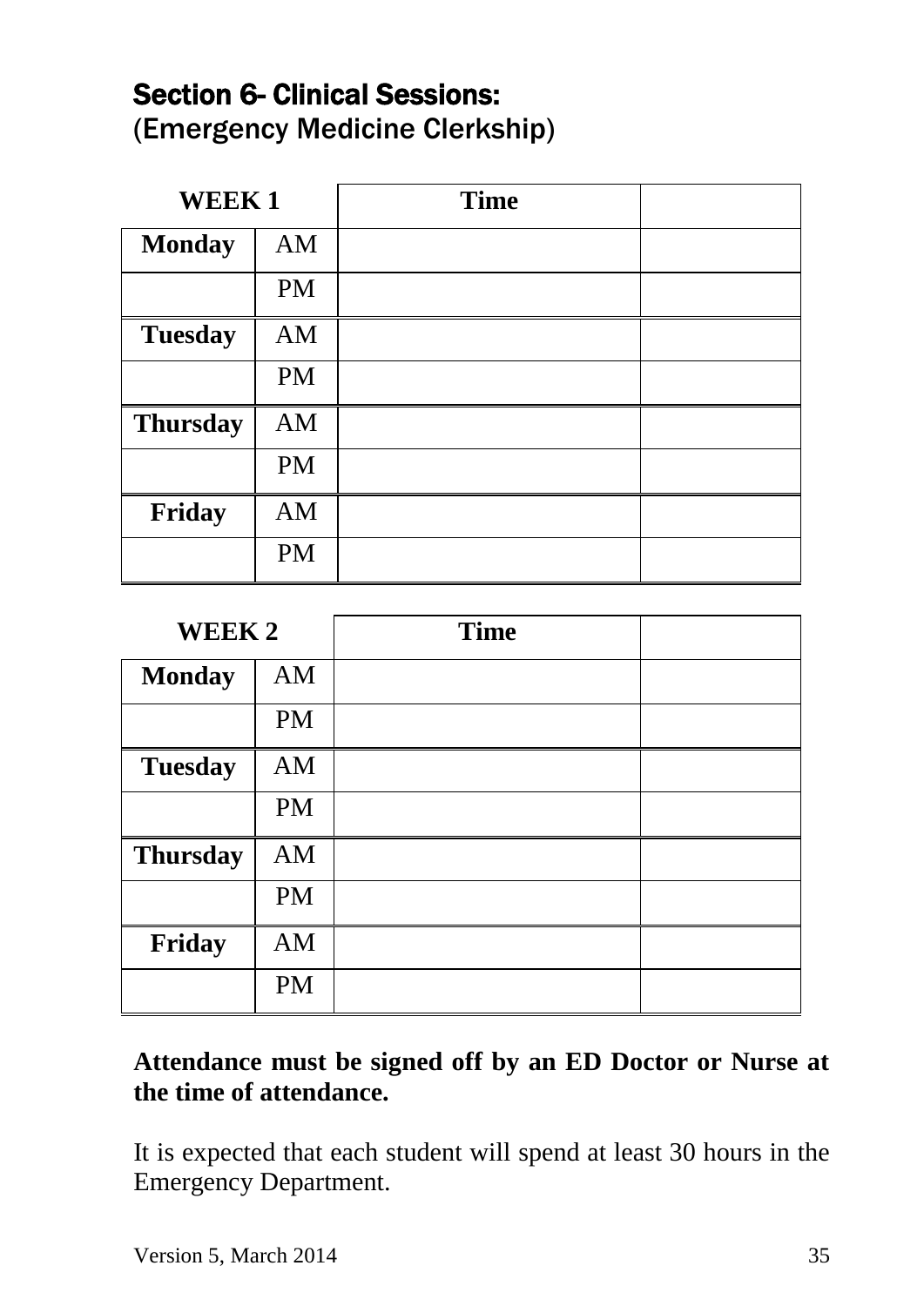## Section 6- Clinical Sessions:
(Emergency Medicine Clerkship)

| WEEK 1 | | Time | |
|---|---|---|---|
| **Monday** | AM | | |
| | PM | | |
| **Tuesday** | AM | | |
| | PM | | |
| **Thursday** | AM | | |
| | PM | | |
| **Friday** | AM | | |
| | PM | | |

| WEEK 2 | | Time | |
|---|---|---|---|
| **Monday** | AM | | |
| | PM | | |
| **Tuesday** | AM | | |
| | PM | | |
| **Thursday** | AM | | |
| | PM | | |
| **Friday** | AM | | |
| | PM | | |

**Attendance must be signed off by an ED Doctor or Nurse at the time of attendance.**

It is expected that each student will spend at least 30 hours in the Emergency Department.

Version 5, March 2014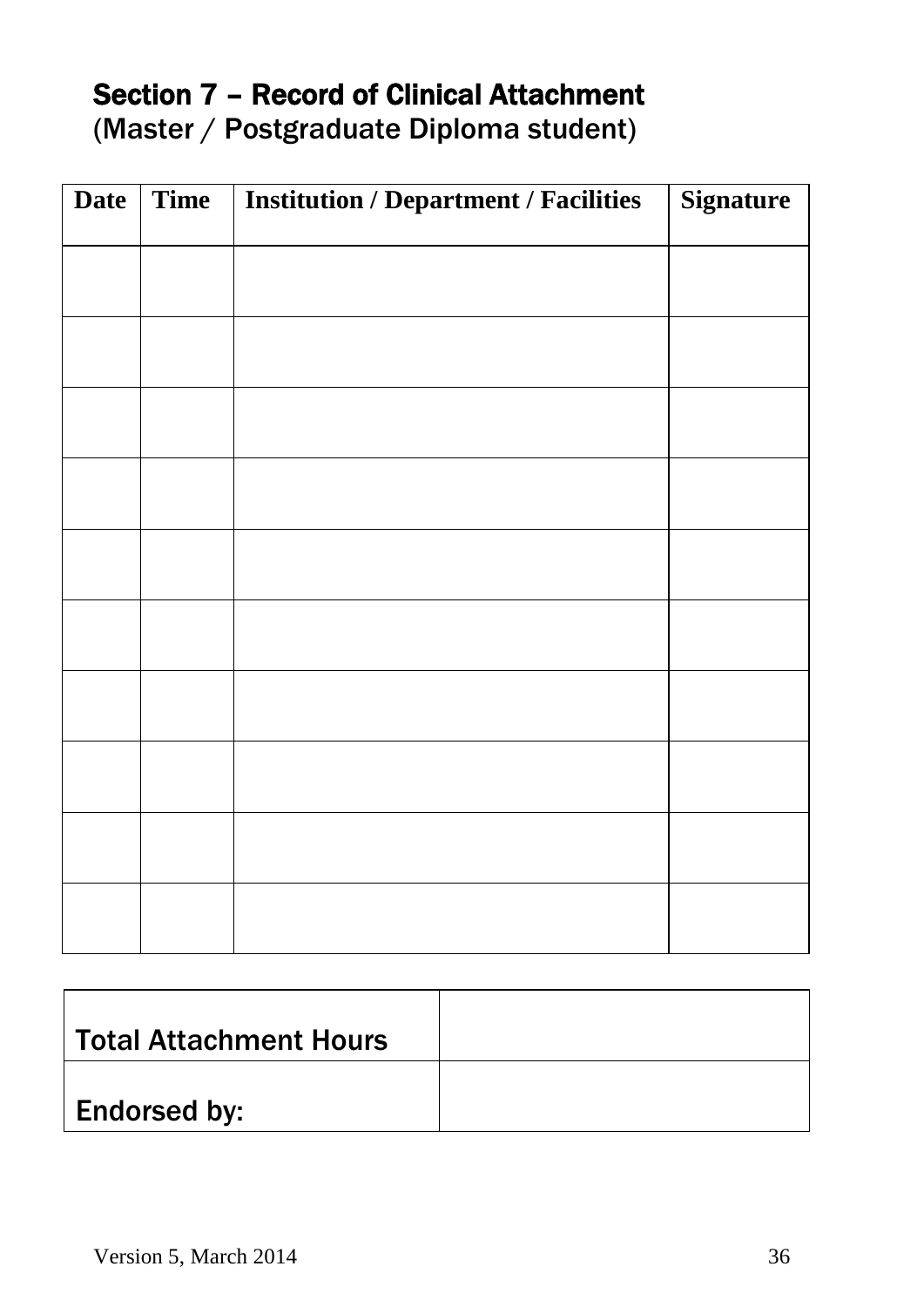## Section 7 – Record of Clinical Attachment

(Master / Postgraduate Diploma student)

| Date | Time | Institution / Department / Facilities | Signature |
|---|---|---|---|
| | | | |
| | | | |
| | | | |
| | | | |
| | | | |
| | | | |
| | | | |
| | | | |
| | | | |
| | | | |

| | |
|---|---|
| Total Attachment Hours | |
| Endorsed by: | |

Version 5, March 2014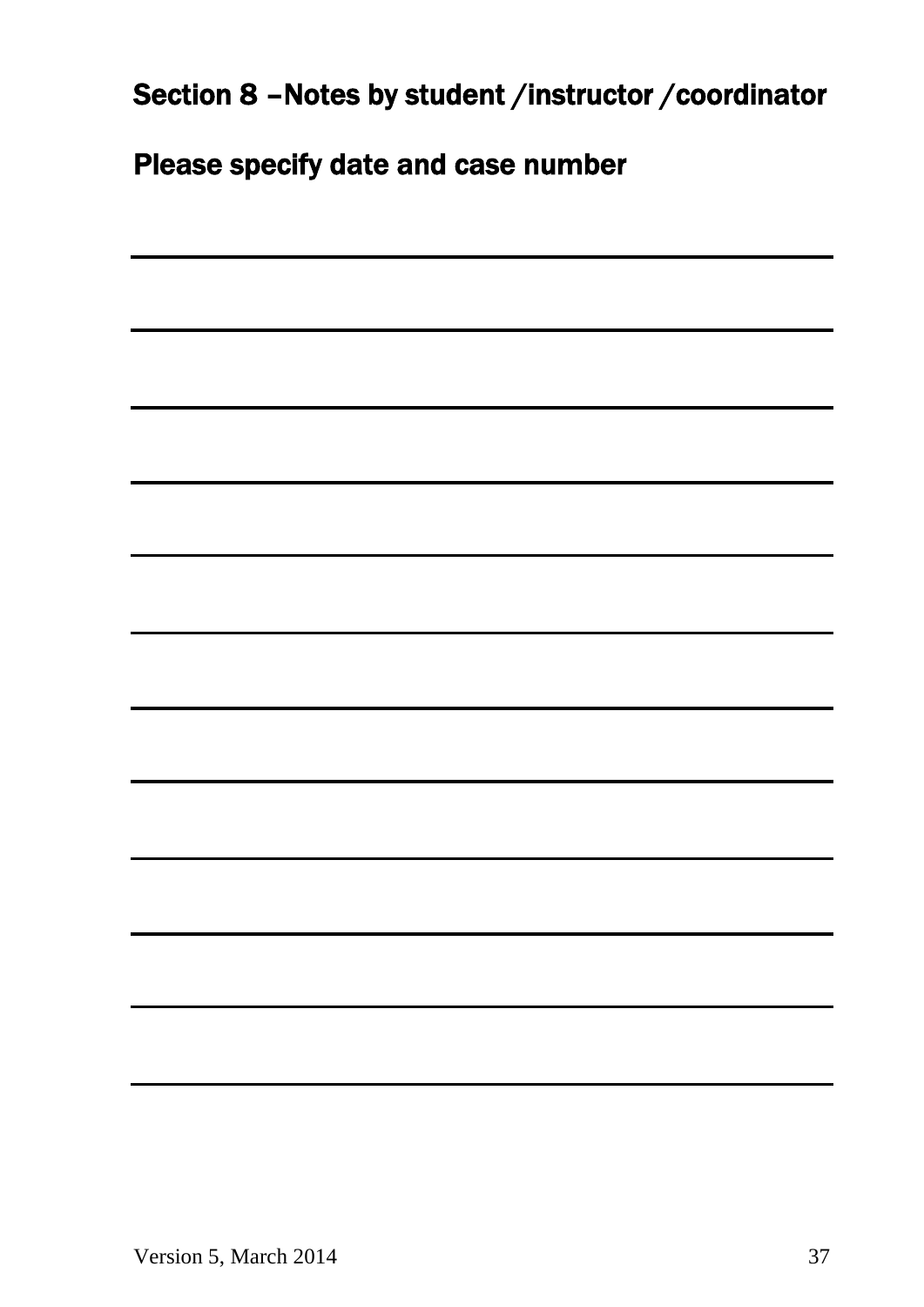## Section 8 –Notes by student /instructor /coordinator

### Please specify date and case number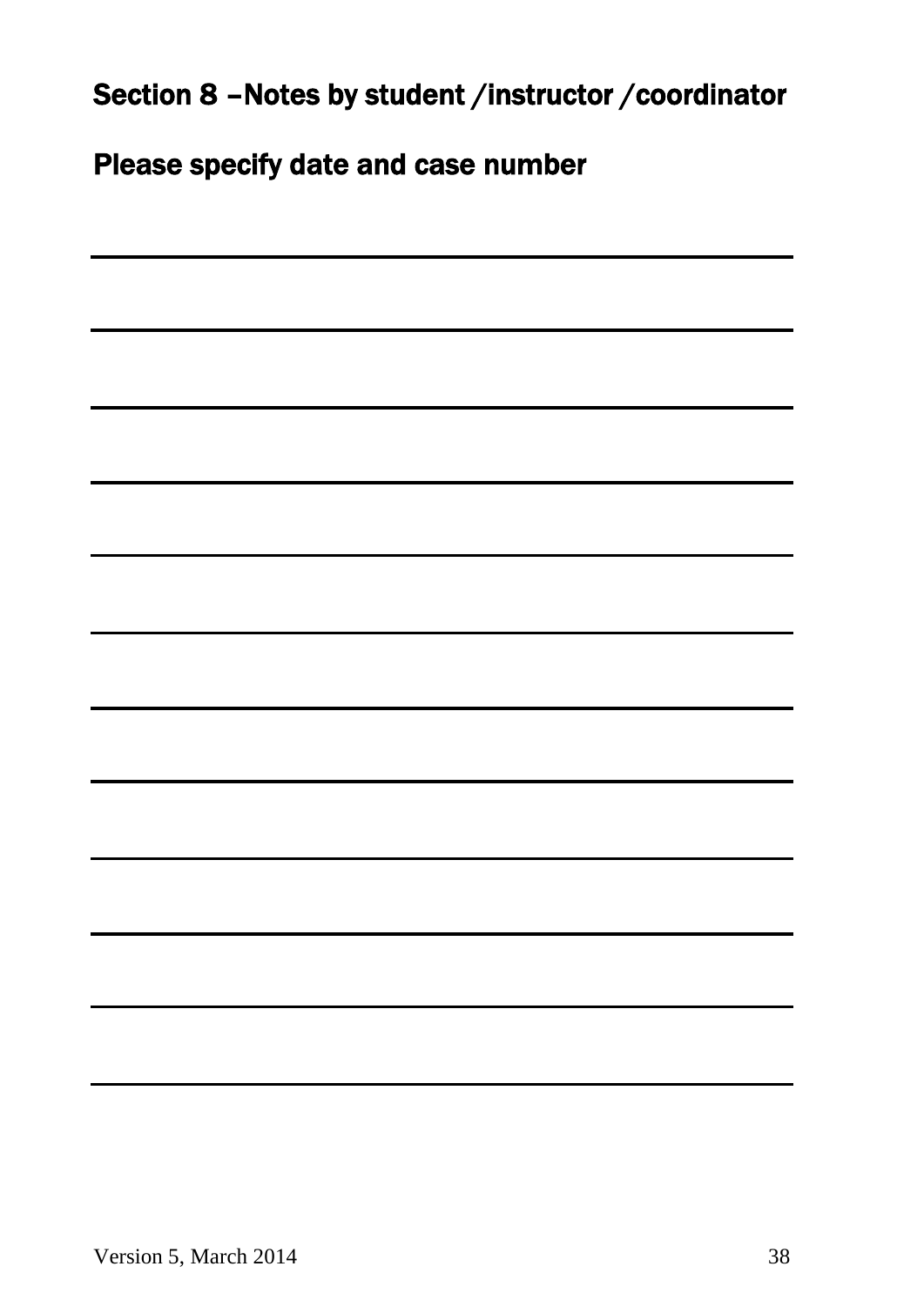## Section 8 –Notes by student /instructor /coordinator

### Please specify date and case number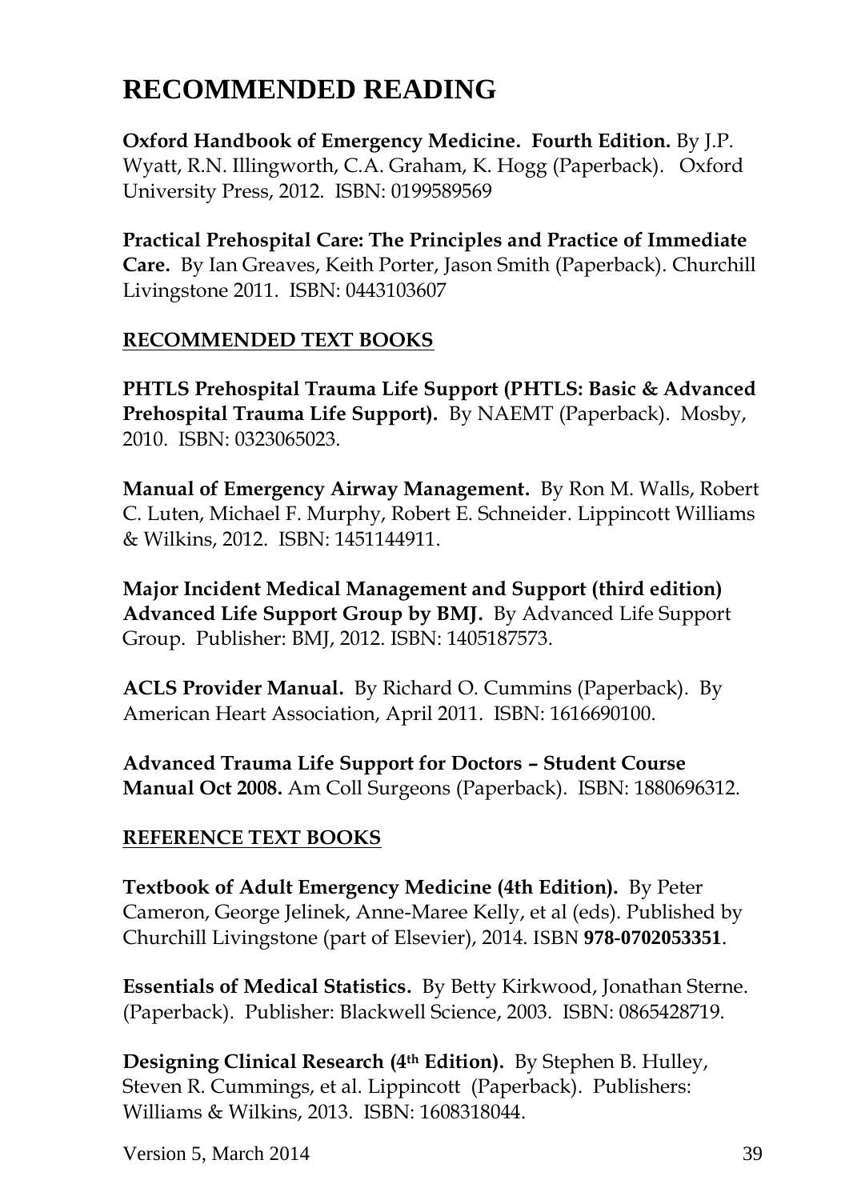# RECOMMENDED READING

**Oxford Handbook of Emergency Medicine. Fourth Edition.** By J.P. Wyatt, R.N. Illingworth, C.A. Graham, K. Hogg (Paperback). Oxford University Press, 2012. ISBN: 0199589569

**Practical Prehospital Care: The Principles and Practice of Immediate Care.** By Ian Greaves, Keith Porter, Jason Smith (Paperback). Churchill Livingstone 2011. ISBN: 0443103607

## RECOMMENDED TEXT BOOKS

**PHTLS Prehospital Trauma Life Support (PHTLS: Basic & Advanced Prehospital Trauma Life Support).** By NAEMT (Paperback). Mosby, 2010. ISBN: 0323065023.

**Manual of Emergency Airway Management.** By Ron M. Walls, Robert C. Luten, Michael F. Murphy, Robert E. Schneider. Lippincott Williams & Wilkins, 2012. ISBN: 1451144911.

**Major Incident Medical Management and Support (third edition) Advanced Life Support Group by BMJ.** By Advanced Life Support Group. Publisher: BMJ, 2012. ISBN: 1405187573.

**ACLS Provider Manual.** By Richard O. Cummins (Paperback). By American Heart Association, April 2011. ISBN: 1616690100.

**Advanced Trauma Life Support for Doctors – Student Course Manual Oct 2008.** Am Coll Surgeons (Paperback). ISBN: 1880696312.

## REFERENCE TEXT BOOKS

**Textbook of Adult Emergency Medicine (4th Edition).** By Peter Cameron, George Jelinek, Anne-Maree Kelly, et al (eds). Published by Churchill Livingstone (part of Elsevier), 2014. ISBN **978-0702053351**.

**Essentials of Medical Statistics.** By Betty Kirkwood, Jonathan Sterne. (Paperback). Publisher: Blackwell Science, 2003. ISBN: 0865428719.

**Designing Clinical Research (4th Edition).** By Stephen B. Hulley, Steven R. Cummings, et al. Lippincott (Paperback). Publishers: Williams & Wilkins, 2013. ISBN: 1608318044.

Version 5, March 2014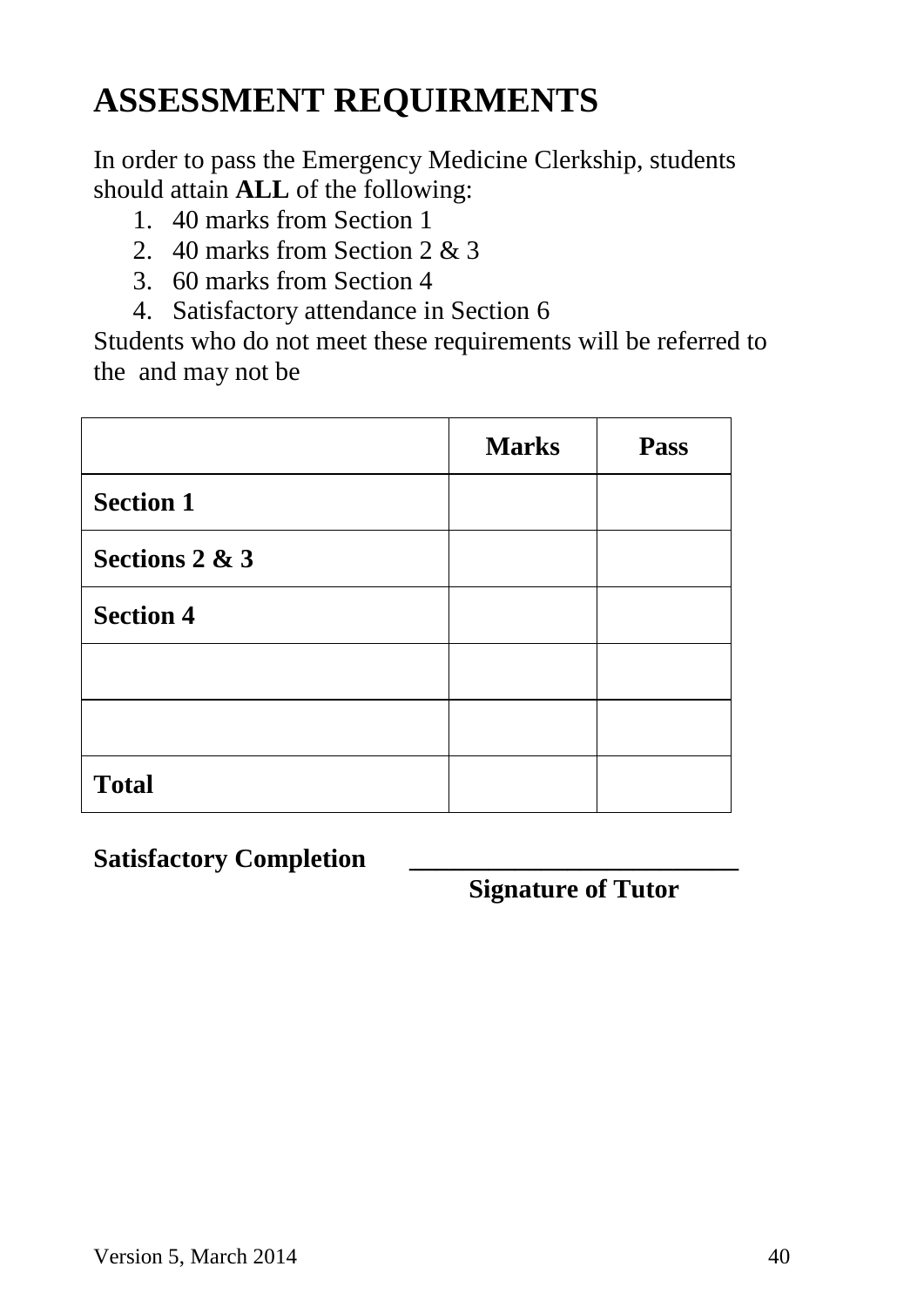# ASSESSMENT REQUIRMENTS

In order to pass the Emergency Medicine Clerkship, students should attain **ALL** of the following:

1. 40 marks from Section 1
2. 40 marks from Section 2 & 3
3. 60 marks from Section 4
4. Satisfactory attendance in Section 6

Students who do not meet these requirements will be referred to the  and may not be

| | **Marks** | **Pass** |
|---|---|---|
| **Section 1** | | |
| **Sections 2 & 3** | | |
| **Section 4** | | |
| | | |
| | | |
| **Total** | | |

**Satisfactory Completion** \_\_\_\_\_\_\_\_\_\_\_\_\_\_\_\_\_\_\_\_\_\_\_\_\_\_

**Signature of Tutor**

Version 5, March 2014